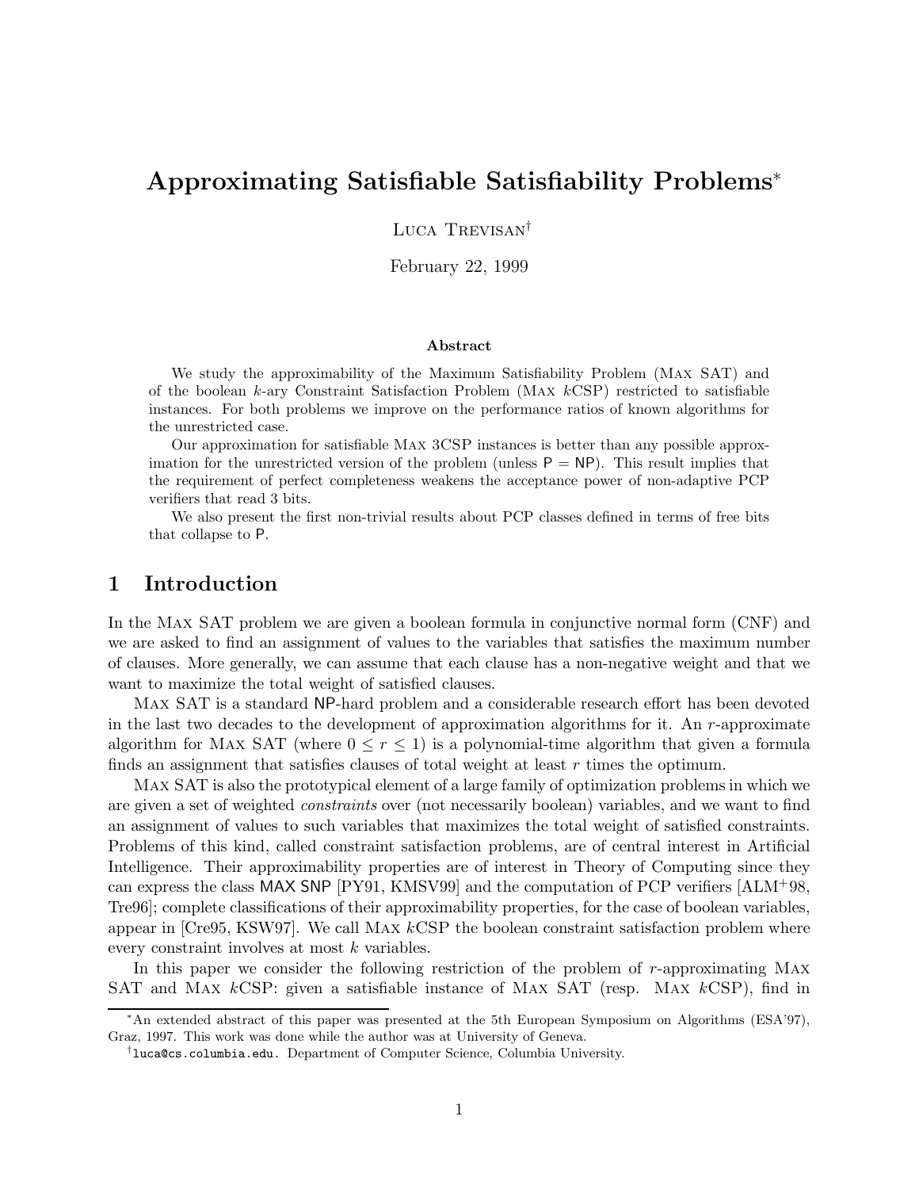# Approximating Satisfiable Satisfiability Problems*

Luca Trevisan†

February 22, 1999

### Abstract

We study the approximability of the Maximum Satisfiability Problem (Max SAT) and of the boolean $k$-ary Constraint Satisfaction Problem (Max $k$CSP) restricted to satisfiable instances. For both problems we improve on the performance ratios of known algorithms for the unrestricted case.

Our approximation for satisfiable Max 3CSP instances is better than any possible approximation for the unrestricted version of the problem (unless P = NP). This result implies that the requirement of perfect completeness weakens the acceptance power of non-adaptive PCP verifiers that read 3 bits.

We also present the first non-trivial results about PCP classes defined in terms of free bits that collapse to P.

## 1 Introduction

In the Max SAT problem we are given a boolean formula in conjunctive normal form (CNF) and we are asked to find an assignment of values to the variables that satisfies the maximum number of clauses. More generally, we can assume that each clause has a non-negative weight and that we want to maximize the total weight of satisfied clauses.

Max SAT is a standard NP-hard problem and a considerable research effort has been devoted in the last two decades to the development of approximation algorithms for it. An $r$-approximate algorithm for Max SAT (where $0 \leq r \leq 1$) is a polynomial-time algorithm that given a formula finds an assignment that satisfies clauses of total weight at least $r$ times the optimum.

Max SAT is also the prototypical element of a large family of optimization problems in which we are given a set of weighted *constraints* over (not necessarily boolean) variables, and we want to find an assignment of values to such variables that maximizes the total weight of satisfied constraints. Problems of this kind, called constraint satisfaction problems, are of central interest in Artificial Intelligence. Their approximability properties are of interest in Theory of Computing since they can express the class MAX SNP [PY91, KMSV99] and the computation of PCP verifiers [ALM+98, Tre96]; complete classifications of their approximability properties, for the case of boolean variables, appear in [Cre95, KSW97]. We call Max $k$CSP the boolean constraint satisfaction problem where every constraint involves at most $k$ variables.

In this paper we consider the following restriction of the problem of $r$-approximating Max SAT and Max $k$CSP: given a satisfiable instance of Max SAT (resp. Max $k$CSP), find in

*An extended abstract of this paper was presented at the 5th European Symposium on Algorithms (ESA'97), Graz, 1997. This work was done while the author was at University of Geneva.

†luca@cs.columbia.edu. Department of Computer Science, Columbia University.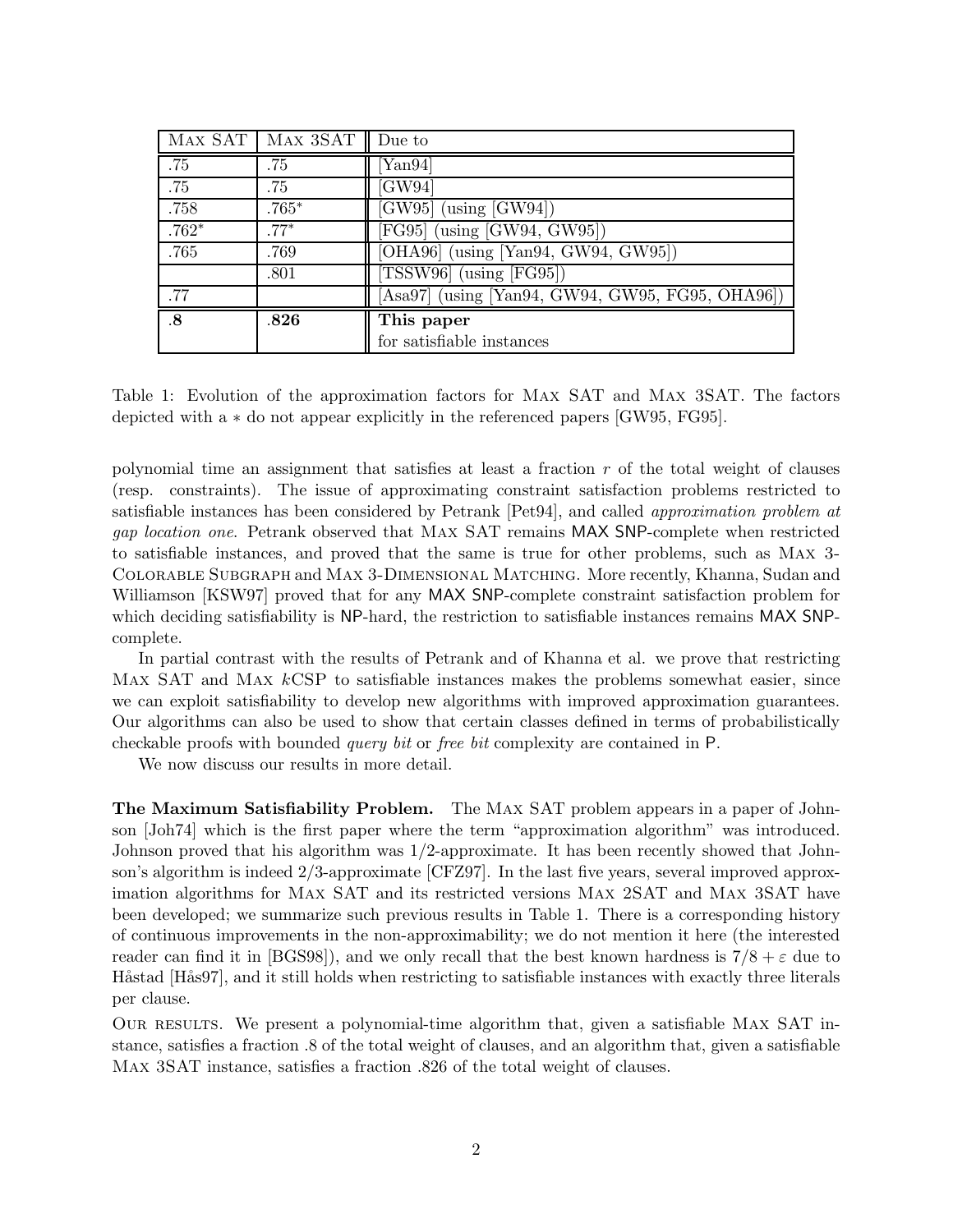| Max SAT | Max 3SAT | Due to |
|---|---|---|
| .75 | .75 | [Yan94] |
| .75 | .75 | [GW94] |
| .758 | .765* | [GW95] (using [GW94]) |
| .762* | .77* | [FG95] (using [GW94, GW95]) |
| .765 | .769 | [OHA96] (using [Yan94, GW94, GW95]) |
| | .801 | [TSSW96] (using [FG95]) |
| .77 | | [Asa97] (using [Yan94, GW94, GW95, FG95, OHA96]) |
| **.8** | **.826** | **This paper** for satisfiable instances |

Table 1: Evolution of the approximation factors for Max SAT and Max 3SAT. The factors depicted with a $*$ do not appear explicitly in the referenced papers [GW95, FG95].

polynomial time an assignment that satisfies at least a fraction $r$ of the total weight of clauses (resp. constraints). The issue of approximating constraint satisfaction problems restricted to satisfiable instances has been considered by Petrank [Pet94], and called *approximation problem at gap location one*. Petrank observed that Max SAT remains MAX SNP-complete when restricted to satisfiable instances, and proved that the same is true for other problems, such as Max 3-Colorable Subgraph and Max 3-Dimensional Matching. More recently, Khanna, Sudan and Williamson [KSW97] proved that for any MAX SNP-complete constraint satisfaction problem for which deciding satisfiability is NP-hard, the restriction to satisfiable instances remains MAX SNP-complete.

In partial contrast with the results of Petrank and of Khanna et al. we prove that restricting Max SAT and Max $k$CSP to satisfiable instances makes the problems somewhat easier, since we can exploit satisfiability to develop new algorithms with improved approximation guarantees. Our algorithms can also be used to show that certain classes defined in terms of probabilistically checkable proofs with bounded *query bit* or *free bit* complexity are contained in P.

We now discuss our results in more detail.

**The Maximum Satisfiability Problem.** The Max SAT problem appears in a paper of Johnson [Joh74] which is the first paper where the term "approximation algorithm" was introduced. Johnson proved that his algorithm was 1/2-approximate. It has been recently showed that Johnson's algorithm is indeed 2/3-approximate [CFZ97]. In the last five years, several improved approximation algorithms for Max SAT and its restricted versions Max 2SAT and Max 3SAT have been developed; we summarize such previous results in Table 1. There is a corresponding history of continuous improvements in the non-approximability; we do not mention it here (the interested reader can find it in [BGS98]), and we only recall that the best known hardness is $7/8 + \varepsilon$ due to Håstad [Hås97], and it still holds when restricting to satisfiable instances with exactly three literals per clause.

Our results. We present a polynomial-time algorithm that, given a satisfiable Max SAT instance, satisfies a fraction .8 of the total weight of clauses, and an algorithm that, given a satisfiable Max 3SAT instance, satisfies a fraction .826 of the total weight of clauses.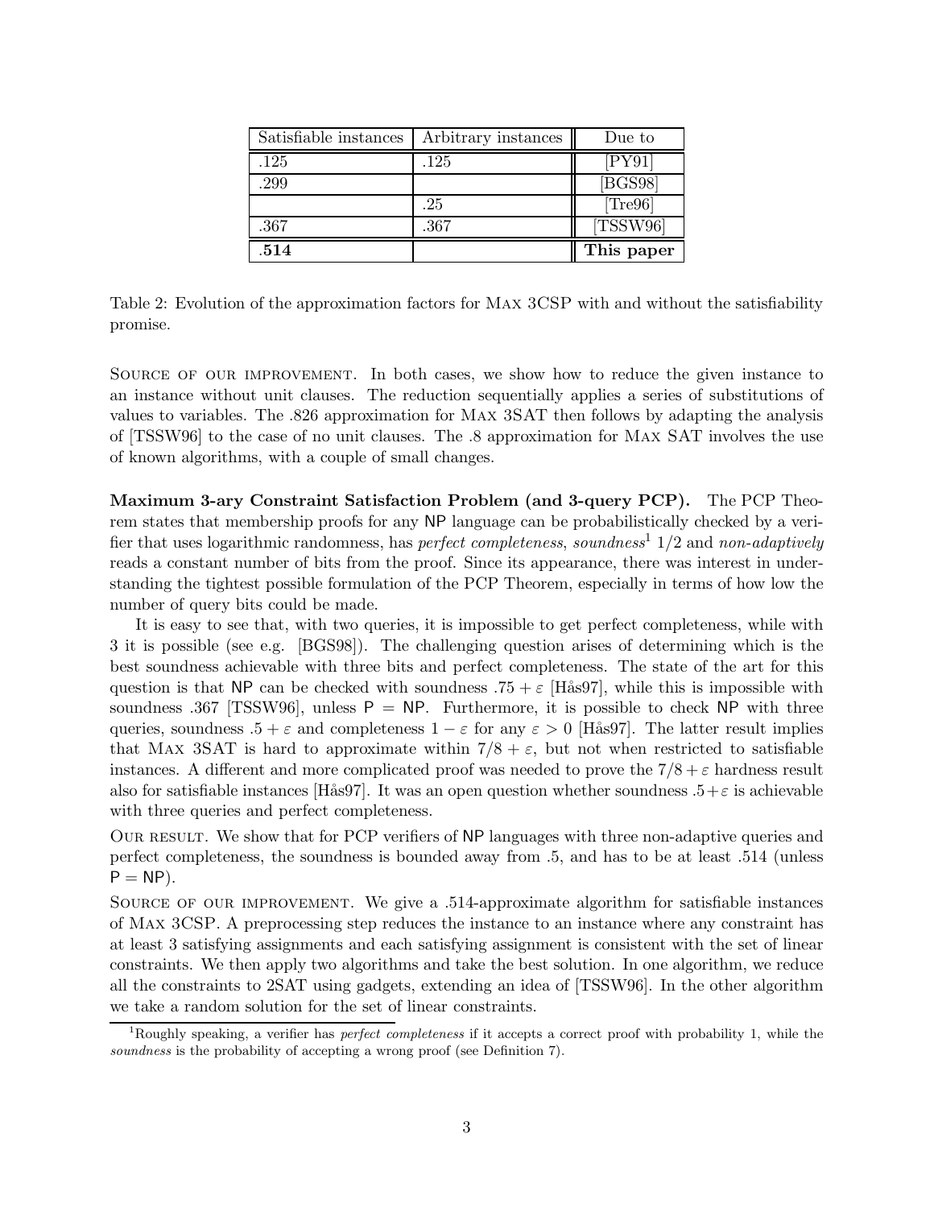| Satisfiable instances | Arbitrary instances | Due to |
|---|---|---|
| .125 | .125 | [PY91] |
| .299 | | [BGS98] |
| | .25 | [Tre96] |
| .367 | .367 | [TSSW96] |
| **.514** | | **This paper** |

Table 2: Evolution of the approximation factors for Max 3CSP with and without the satisfiability promise.

Source of our improvement. In both cases, we show how to reduce the given instance to an instance without unit clauses. The reduction sequentially applies a series of substitutions of values to variables. The .826 approximation for Max 3SAT then follows by adapting the analysis of [TSSW96] to the case of no unit clauses. The .8 approximation for Max SAT involves the use of known algorithms, with a couple of small changes.

**Maximum 3-ary Constraint Satisfaction Problem (and 3-query PCP).** The PCP Theorem states that membership proofs for any NP language can be probabilistically checked by a verifier that uses logarithmic randomness, has *perfect completeness*, *soundness*[1] 1/2 and *non-adaptively* reads a constant number of bits from the proof. Since its appearance, there was interest in understanding the tightest possible formulation of the PCP Theorem, especially in terms of how low the number of query bits could be made.

It is easy to see that, with two queries, it is impossible to get perfect completeness, while with 3 it is possible (see e.g. [BGS98]). The challenging question arises of determining which is the best soundness achievable with three bits and perfect completeness. The state of the art for this question is that NP can be checked with soundness $.75 + \varepsilon$ [Hås97], while this is impossible with soundness .367 [TSSW96], unless P = NP. Furthermore, it is possible to check NP with three queries, soundness $.5 + \varepsilon$ and completeness $1 - \varepsilon$ for any $\varepsilon > 0$ [Hås97]. The latter result implies that Max 3SAT is hard to approximate within $7/8 + \varepsilon$, but not when restricted to satisfiable instances. A different and more complicated proof was needed to prove the $7/8 + \varepsilon$ hardness result also for satisfiable instances [Hås97]. It was an open question whether soundness $.5 + \varepsilon$ is achievable with three queries and perfect completeness.

Our result. We show that for PCP verifiers of NP languages with three non-adaptive queries and perfect completeness, the soundness is bounded away from .5, and has to be at least .514 (unless P = NP).

Source of our improvement. We give a .514-approximate algorithm for satisfiable instances of Max 3CSP. A preprocessing step reduces the instance to an instance where any constraint has at least 3 satisfying assignments and each satisfying assignment is consistent with the set of linear constraints. We then apply two algorithms and take the best solution. In one algorithm, we reduce all the constraints to 2SAT using gadgets, extending an idea of [TSSW96]. In the other algorithm we take a random solution for the set of linear constraints.

[1] Roughly speaking, a verifier has *perfect completeness* if it accepts a correct proof with probability 1, while the *soundness* is the probability of accepting a wrong proof (see Definition 7).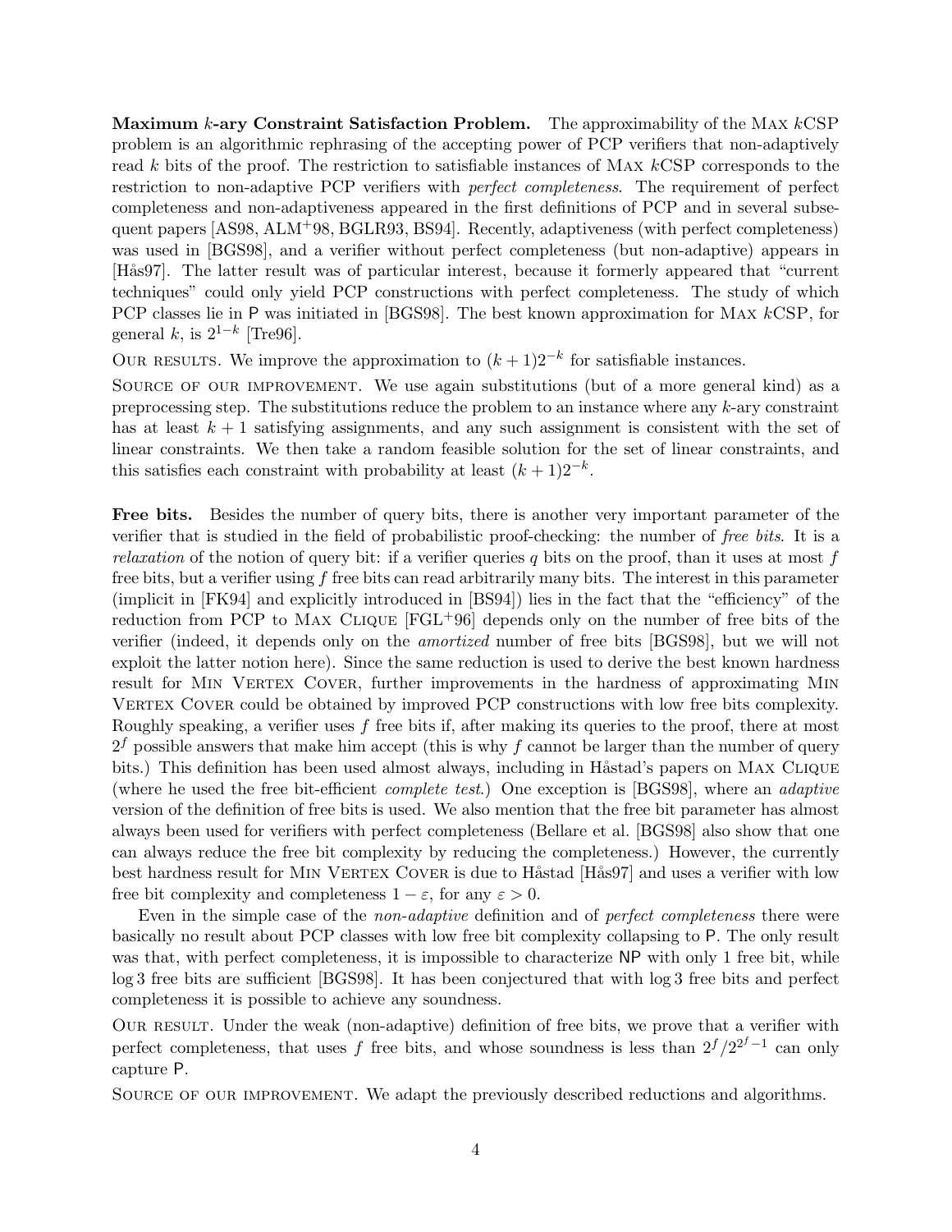**Maximum $k$-ary Constraint Satisfaction Problem.** The approximability of the MAX $k$CSP problem is an algorithmic rephrasing of the accepting power of PCP verifiers that non-adaptively read $k$ bits of the proof. The restriction to satisfiable instances of MAX $k$CSP corresponds to the restriction to non-adaptive PCP verifiers with *perfect completeness*. The requirement of perfect completeness and non-adaptiveness appeared in the first definitions of PCP and in several subsequent papers [AS98, ALM+98, BGLR93, BS94]. Recently, adaptiveness (with perfect completeness) was used in [BGS98], and a verifier without perfect completeness (but non-adaptive) appears in [Hås97]. The latter result was of particular interest, because it formerly appeared that "current techniques" could only yield PCP constructions with perfect completeness. The study of which PCP classes lie in P was initiated in [BGS98]. The best known approximation for MAX $k$CSP, for general $k$, is $2^{1-k}$ [Tre96].

OUR RESULTS. We improve the approximation to $(k+1)2^{-k}$ for satisfiable instances.

SOURCE OF OUR IMPROVEMENT. We use again substitutions (but of a more general kind) as a preprocessing step. The substitutions reduce the problem to an instance where any $k$-ary constraint has at least $k+1$ satisfying assignments, and any such assignment is consistent with the set of linear constraints. We then take a random feasible solution for the set of linear constraints, and this satisfies each constraint with probability at least $(k+1)2^{-k}$.

**Free bits.** Besides the number of query bits, there is another very important parameter of the verifier that is studied in the field of probabilistic proof-checking: the number of *free bits*. It is a *relaxation* of the notion of query bit: if a verifier queries $q$ bits on the proof, than it uses at most $f$ free bits, but a verifier using $f$ free bits can read arbitrarily many bits. The interest in this parameter (implicit in [FK94] and explicitly introduced in [BS94]) lies in the fact that the "efficiency" of the reduction from PCP to MAX CLIQUE [FGL+96] depends only on the number of free bits of the verifier (indeed, it depends only on the *amortized* number of free bits [BGS98], but we will not exploit the latter notion here). Since the same reduction is used to derive the best known hardness result for MIN VERTEX COVER, further improvements in the hardness of approximating MIN VERTEX COVER could be obtained by improved PCP constructions with low free bits complexity. Roughly speaking, a verifier uses $f$ free bits if, after making its queries to the proof, there at most $2^f$ possible answers that make him accept (this is why $f$ cannot be larger than the number of query bits.) This definition has been used almost always, including in Håstad's papers on MAX CLIQUE (where he used the free bit-efficient *complete test*.) One exception is [BGS98], where an *adaptive* version of the definition of free bits is used. We also mention that the free bit parameter has almost always been used for verifiers with perfect completeness (Bellare et al. [BGS98] also show that one can always reduce the free bit complexity by reducing the completeness.) However, the currently best hardness result for MIN VERTEX COVER is due to Håstad [Hås97] and uses a verifier with low free bit complexity and completeness $1-\varepsilon$, for any $\varepsilon > 0$.

Even in the simple case of the *non-adaptive* definition and of *perfect completeness* there were basically no result about PCP classes with low free bit complexity collapsing to P. The only result was that, with perfect completeness, it is impossible to characterize NP with only 1 free bit, while $\log 3$ free bits are sufficient [BGS98]. It has been conjectured that with $\log 3$ free bits and perfect completeness it is possible to achieve any soundness.

OUR RESULT. Under the weak (non-adaptive) definition of free bits, we prove that a verifier with perfect completeness, that uses $f$ free bits, and whose soundness is less than $2^f/2^{2^f-1}$ can only capture P.

SOURCE OF OUR IMPROVEMENT. We adapt the previously described reductions and algorithms.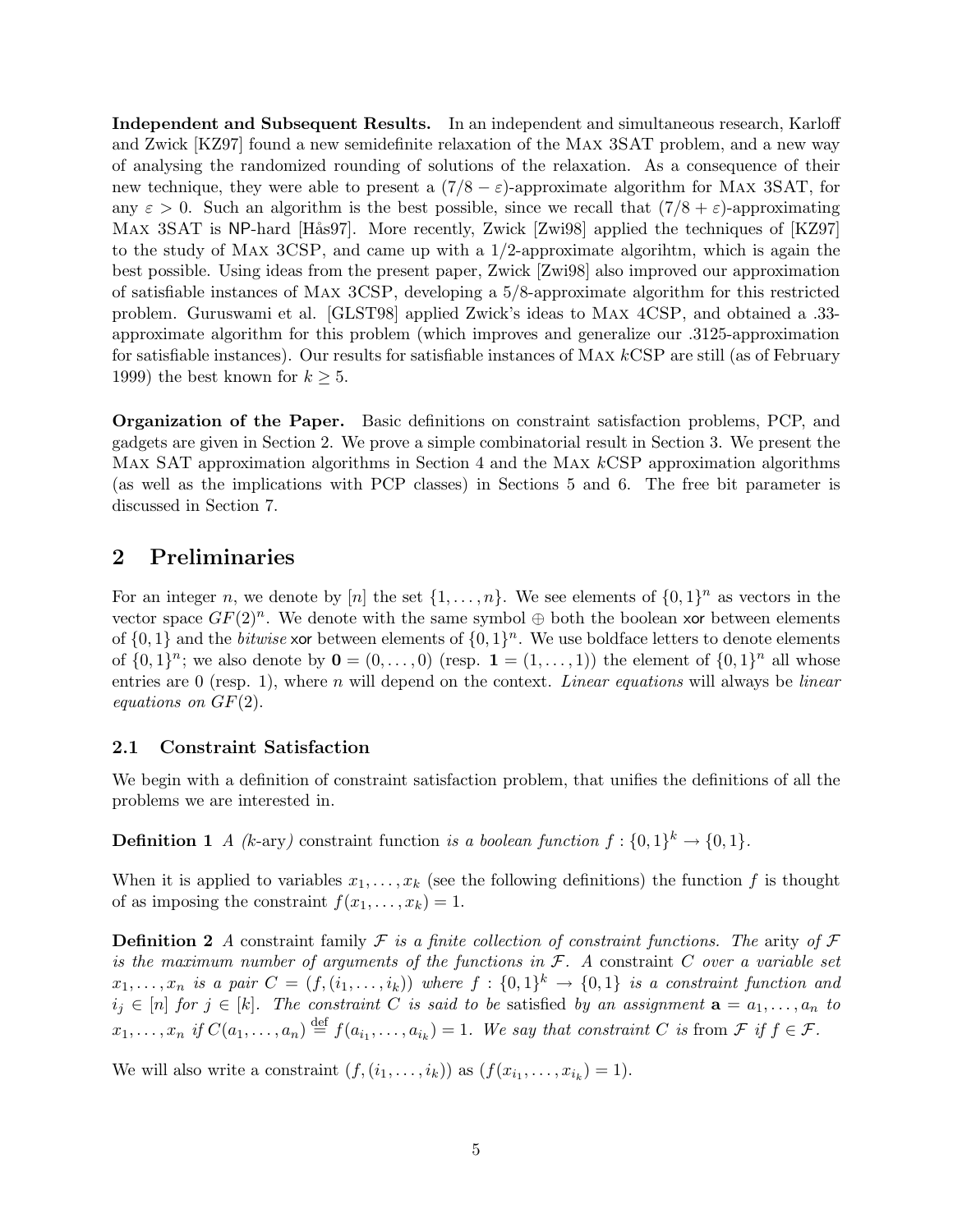**Independent and Subsequent Results.** In an independent and simultaneous research, Karloff and Zwick [KZ97] found a new semidefinite relaxation of the Max 3SAT problem, and a new way of analysing the randomized rounding of solutions of the relaxation. As a consequence of their new technique, they were able to present a $(7/8 - \varepsilon)$-approximate algorithm for Max 3SAT, for any $\varepsilon > 0$. Such an algorithm is the best possible, since we recall that $(7/8 + \varepsilon)$-approximating Max 3SAT is NP-hard [Hås97]. More recently, Zwick [Zwi98] applied the techniques of [KZ97] to the study of Max 3CSP, and came up with a 1/2-approximate algorihtm, which is again the best possible. Using ideas from the present paper, Zwick [Zwi98] also improved our approximation of satisfiable instances of Max 3CSP, developing a 5/8-approximate algorithm for this restricted problem. Guruswami et al. [GLST98] applied Zwick's ideas to Max 4CSP, and obtained a .33-approximate algorithm for this problem (which improves and generalize our .3125-approximation for satisfiable instances). Our results for satisfiable instances of Max $k$CSP are still (as of February 1999) the best known for $k \geq 5$.

**Organization of the Paper.** Basic definitions on constraint satisfaction problems, PCP, and gadgets are given in Section 2. We prove a simple combinatorial result in Section 3. We present the Max SAT approximation algorithms in Section 4 and the Max $k$CSP approximation algorithms (as well as the implications with PCP classes) in Sections 5 and 6. The free bit parameter is discussed in Section 7.

## 2 Preliminaries

For an integer $n$, we denote by $[n]$ the set $\{1, \ldots, n\}$. We see elements of $\{0,1\}^n$ as vectors in the vector space $GF(2)^n$. We denote with the same symbol $\oplus$ both the boolean xor between elements of $\{0,1\}$ and the *bitwise* xor between elements of $\{0,1\}^n$. We use boldface letters to denote elements of $\{0,1\}^n$; we also denote by $\mathbf{0} = (0, \ldots, 0)$ (resp. $\mathbf{1} = (1, \ldots, 1)$) the element of $\{0,1\}^n$ all whose entries are 0 (resp. 1), where $n$ will depend on the context. *Linear equations* will always be *linear equations on* $GF(2)$.

### 2.1 Constraint Satisfaction

We begin with a definition of constraint satisfaction problem, that unifies the definitions of all the problems we are interested in.

**Definition 1** *A (k-ary) constraint function is a boolean function* $f : \{0,1\}^k \to \{0,1\}$.

When it is applied to variables $x_1, \ldots, x_k$ (see the following definitions) the function $f$ is thought of as imposing the constraint $f(x_1, \ldots, x_k) = 1$.

**Definition 2** *A constraint family $\mathcal{F}$ is a finite collection of constraint functions. The arity of $\mathcal{F}$ is the maximum number of arguments of the functions in $\mathcal{F}$. A constraint $C$ over a variable set $x_1, \ldots, x_n$ is a pair $C = (f, (i_1, \ldots, i_k))$ where $f : \{0,1\}^k \to \{0,1\}$ is a constraint function and $i_j \in [n]$ for $j \in [k]$. The constraint $C$ is said to be satisfied by an assignment $\mathbf{a} = a_1, \ldots, a_n$ to $x_1, \ldots, x_n$ if $C(a_1, \ldots, a_n) \stackrel{\text{def}}{=} f(a_{i_1}, \ldots, a_{i_k}) = 1$. We say that constraint $C$ is from $\mathcal{F}$ if $f \in \mathcal{F}$.*

We will also write a constraint $(f, (i_1, \ldots, i_k))$ as $(f(x_{i_1}, \ldots, x_{i_k}) = 1)$.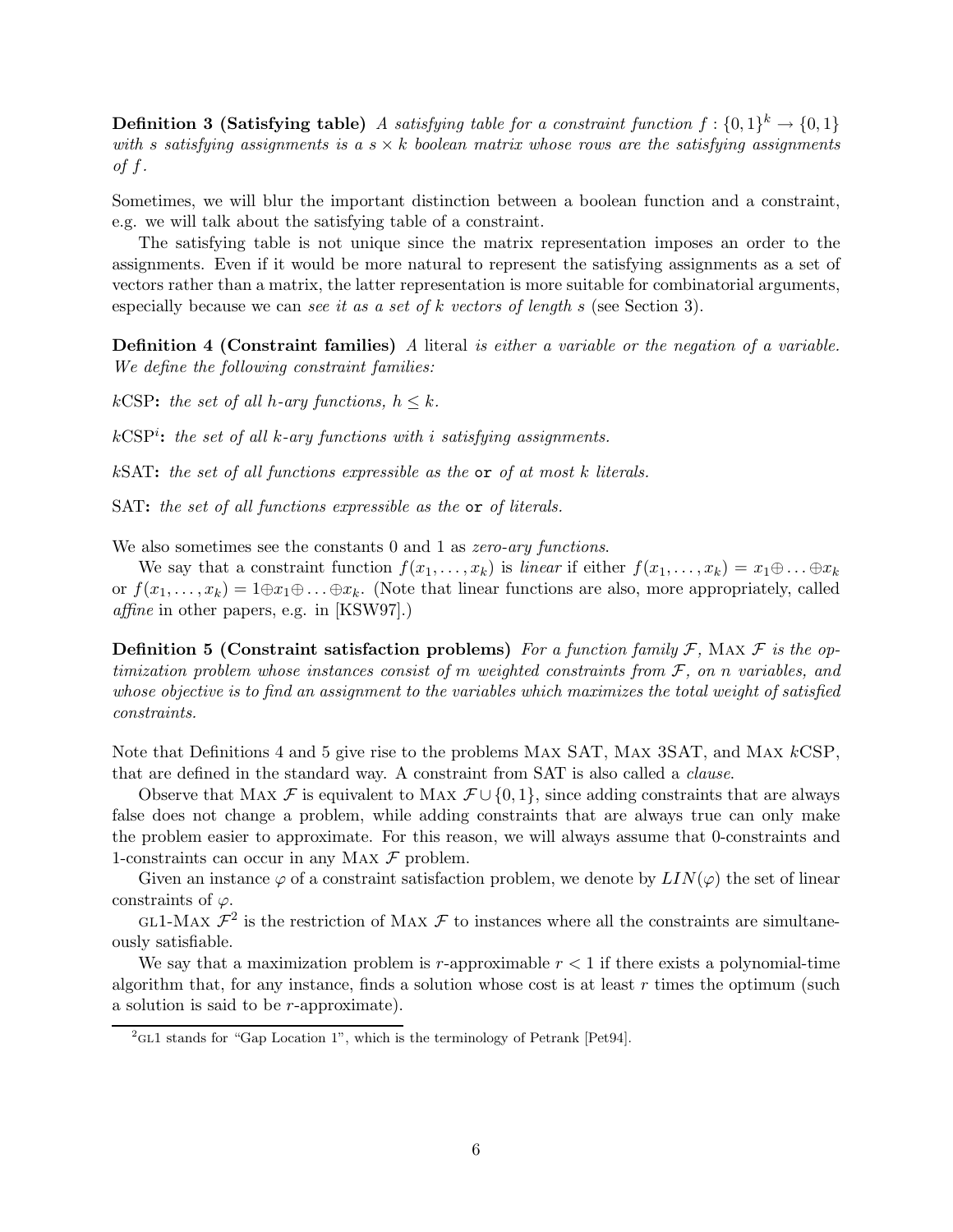**Definition 3 (Satisfying table)** *A satisfying table for a constraint function $f : \{0,1\}^k \to \{0,1\}$ with $s$ satisfying assignments is a $s \times k$ boolean matrix whose rows are the satisfying assignments of $f$.*

Sometimes, we will blur the important distinction between a boolean function and a constraint, e.g. we will talk about the satisfying table of a constraint.

The satisfying table is not unique since the matrix representation imposes an order to the assignments. Even if it would be more natural to represent the satisfying assignments as a set of vectors rather than a matrix, the latter representation is more suitable for combinatorial arguments, especially because we can *see it as a set of $k$ vectors of length $s$* (see Section 3).

**Definition 4 (Constraint families)** *A* literal *is either a variable or the negation of a variable. We define the following constraint families:*

$k$CSP**:** *the set of all $h$-ary functions, $h \leq k$.*

$k\text{CSP}^i$**:** *the set of all $k$-ary functions with $i$ satisfying assignments.*

$k$SAT**:** *the set of all functions expressible as the* `or` *of at most $k$ literals.*

SAT**:** *the set of all functions expressible as the* `or` *of literals.*

We also sometimes see the constants 0 and 1 as *zero-ary functions*.

We say that a constraint function $f(x_1, \ldots, x_k)$ is *linear* if either $f(x_1, \ldots, x_k) = x_1 \oplus \ldots \oplus x_k$ or $f(x_1, \ldots, x_k) = 1 \oplus x_1 \oplus \ldots \oplus x_k$. (Note that linear functions are also, more appropriately, called *affine* in other papers, e.g. in [KSW97].)

**Definition 5 (Constraint satisfaction problems)** *For a function family $\mathcal{F}$, Max $\mathcal{F}$ is the optimization problem whose instances consist of $m$ weighted constraints from $\mathcal{F}$, on $n$ variables, and whose objective is to find an assignment to the variables which maximizes the total weight of satisfied constraints.*

Note that Definitions 4 and 5 give rise to the problems Max SAT, Max 3SAT, and Max $k$CSP, that are defined in the standard way. A constraint from SAT is also called a *clause*.

Observe that Max $\mathcal{F}$ is equivalent to Max $\mathcal{F} \cup \{0, 1\}$, since adding constraints that are always false does not change a problem, while adding constraints that are always true can only make the problem easier to approximate. For this reason, we will always assume that 0-constraints and 1-constraints can occur in any Max $\mathcal{F}$ problem.

Given an instance $\varphi$ of a constraint satisfaction problem, we denote by $LIN(\varphi)$ the set of linear constraints of $\varphi$.

GL1-Max $\mathcal{F}$[2] is the restriction of Max $\mathcal{F}$ to instances where all the constraints are simultaneously satisfiable.

We say that a maximization problem is $r$-approximable $r < 1$ if there exists a polynomial-time algorithm that, for any instance, finds a solution whose cost is at least $r$ times the optimum (such a solution is said to be $r$-approximate).

[2] GL1 stands for "Gap Location 1", which is the terminology of Petrank [Pet94].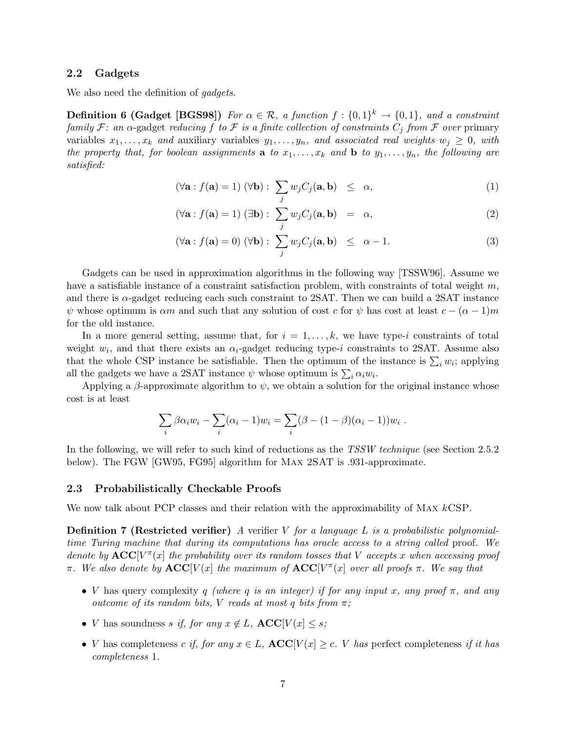### 2.2 Gadgets

We also need the definition of *gadgets*.

**Definition 6 (Gadget [BGS98])** *For $\alpha \in \mathcal{R}$, a function $f : \{0,1\}^k \to \{0,1\}$, and a constraint family $\mathcal{F}$: an $\alpha$-*gadget *reducing $f$ to $\mathcal{F}$ is a finite collection of constraints $C_j$ from $\mathcal{F}$ over* primary variables *$x_1, \ldots, x_k$ and* auxiliary variables *$y_1, \ldots, y_n$, and associated real weights $w_j \geq 0$, with the property that, for boolean assignments $\mathbf{a}$ to $x_1, \ldots, x_k$ and $\mathbf{b}$ to $y_1, \ldots, y_n$, the following are satisfied:*

$$(\forall \mathbf{a} : f(\mathbf{a}) = 1)\ (\forall \mathbf{b}) : \sum_j w_j C_j(\mathbf{a}, \mathbf{b}) \quad \leq \quad \alpha, \tag{1}$$

$$(\forall \mathbf{a} : f(\mathbf{a}) = 1)\ (\exists \mathbf{b}) : \sum_j w_j C_j(\mathbf{a}, \mathbf{b}) \quad = \quad \alpha, \tag{2}$$

$$(\forall \mathbf{a} : f(\mathbf{a}) = 0)\ (\forall \mathbf{b}) : \sum_j w_j C_j(\mathbf{a}, \mathbf{b}) \quad \leq \quad \alpha - 1. \tag{3}$$

Gadgets can be used in approximation algorithms in the following way [TSSW96]. Assume we have a satisfiable instance of a constraint satisfaction problem, with constraints of total weight $m$, and there is $\alpha$-gadget reducing each such constraint to 2SAT. Then we can build a 2SAT instance $\psi$ whose optimum is $\alpha m$ and such that any solution of cost $c$ for $\psi$ has cost at least $c - (\alpha - 1)m$ for the old instance.

In a more general setting, assume that, for $i = 1, \ldots, k$, we have type-$i$ constraints of total weight $w_i$, and that there exists an $\alpha_i$-gadget reducing type-$i$ constraints to 2SAT. Assume also that the whole CSP instance be satisfiable. Then the optimum of the instance is $\sum_i w_i$; applying all the gadgets we have a 2SAT instance $\psi$ whose optimum is $\sum_i \alpha_i w_i$.

Applying a $\beta$-approximate algorithm to $\psi$, we obtain a solution for the original instance whose cost is at least

$$\sum_i \beta \alpha_i w_i - \sum_i (\alpha_i - 1) w_i = \sum_i (\beta - (1 - \beta)(\alpha_i - 1)) w_i \ .$$

In the following, we will refer to such kind of reductions as the *TSSW technique* (see Section 2.5.2 below). The FGW [GW95, FG95] algorithm for Max 2SAT is .931-approximate.

### 2.3 Probabilistically Checkable Proofs

We now talk about PCP classes and their relation with the approximability of Max $k$CSP.

**Definition 7 (Restricted verifier)** *A verifier $V$ for a language $L$ is a probabilistic polynomial-time Turing machine that during its computations has oracle access to a string called* proof*. We denote by $\mathbf{ACC}[V^\pi(x]$ the probability over its random tosses that $V$ accepts $x$ when accessing proof $\pi$. We also denote by $\mathbf{ACC}[V(x]$ the maximum of $\mathbf{ACC}[V^\pi(x]$ over all proofs $\pi$. We say that*

- *$V$* has query complexity *$q$ (where $q$ is an integer) if for any input $x$, any proof $\pi$, and any outcome of its random bits, $V$ reads at most $q$ bits from $\pi$;*
- *$V$* has soundness *$s$ if, for any $x \notin L$, $\mathbf{ACC}[V(x] \leq s$;*
- *$V$* has completeness *$c$ if, for any $x \in L$, $\mathbf{ACC}[V(x] \geq c$. $V$ has* perfect completeness *if it has completeness 1.*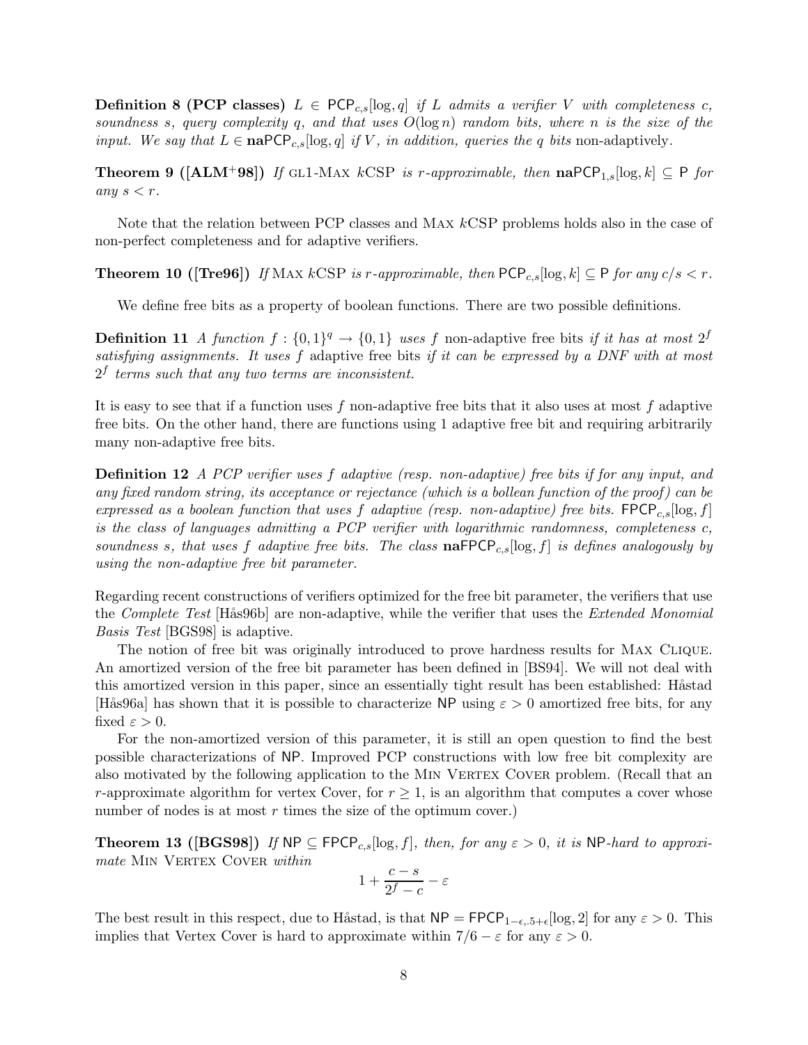**Definition 8 (PCP classes)** *$L \in \mathsf{PCP}_{c,s}[\log, q]$ if $L$ admits a verifier $V$ with completeness $c$, soundness $s$, query complexity $q$, and that uses $O(\log n)$ random bits, where $n$ is the size of the input. We say that $L \in \mathbf{na}\mathsf{PCP}_{c,s}[\log, q]$ if $V$, in addition, queries the $q$ bits* non-adaptively*.*

**Theorem 9 ([ALM$^+$98])** *If* GL1-MAX $k$CSP *is $r$-approximable, then $\mathbf{na}\mathsf{PCP}_{1,s}[\log, k] \subseteq \mathsf{P}$ for any $s < r$.*

Note that the relation between PCP classes and MAX $k$CSP problems holds also in the case of non-perfect completeness and for adaptive verifiers.

**Theorem 10 ([Tre96])** *If* MAX $k$CSP *is $r$-approximable, then $\mathsf{PCP}_{c,s}[\log, k] \subseteq \mathsf{P}$ for any $c/s < r$.*

We define free bits as a property of boolean functions. There are two possible definitions.

**Definition 11** *A function $f : \{0,1\}^q \to \{0,1\}$ uses $f$* non-adaptive free bits *if it has at most $2^f$ satisfying assignments. It uses $f$* adaptive free bits *if it can be expressed by a DNF with at most $2^f$ terms such that any two terms are inconsistent.*

It is easy to see that if a function uses $f$ non-adaptive free bits that it also uses at most $f$ adaptive free bits. On the other hand, there are functions using 1 adaptive free bit and requiring arbitrarily many non-adaptive free bits.

**Definition 12** *A PCP verifier uses $f$ adaptive (resp. non-adaptive) free bits if for any input, and any fixed random string, its acceptance or rejectance (which is a bollean function of the proof) can be expressed as a boolean function that uses $f$ adaptive (resp. non-adaptive) free bits. $\mathsf{FPCP}_{c,s}[\log, f]$ is the class of languages admitting a PCP verifier with logarithmic randomness, completeness $c$, soundness $s$, that uses $f$ adaptive free bits. The class $\mathbf{na}\mathsf{FPCP}_{c,s}[\log, f]$ is defines analogously by using the non-adaptive free bit parameter.*

Regarding recent constructions of verifiers optimized for the free bit parameter, the verifiers that use the *Complete Test* [Hås96b] are non-adaptive, while the verifier that uses the *Extended Monomial Basis Test* [BGS98] is adaptive.

The notion of free bit was originally introduced to prove hardness results for MAX CLIQUE. An amortized version of the free bit parameter has been defined in [BS94]. We will not deal with this amortized version in this paper, since an essentially tight result has been established: Håstad [Hås96a] has shown that it is possible to characterize NP using $\varepsilon > 0$ amortized free bits, for any fixed $\varepsilon > 0$.

For the non-amortized version of this parameter, it is still an open question to find the best possible characterizations of NP. Improved PCP constructions with low free bit complexity are also motivated by the following application to the MIN VERTEX COVER problem. (Recall that an $r$-approximate algorithm for vertex Cover, for $r \geq 1$, is an algorithm that computes a cover whose number of nodes is at most $r$ times the size of the optimum cover.)

**Theorem 13 ([BGS98])** *If $\mathsf{NP} \subseteq \mathsf{FPCP}_{c,s}[\log, f]$, then, for any $\varepsilon > 0$, it is NP-hard to approximate* MIN VERTEX COVER *within*

$$1 + \frac{c - s}{2^f - c} - \varepsilon$$

The best result in this respect, due to Håstad, is that $\mathsf{NP} = \mathsf{FPCP}_{1-\epsilon,.5+\epsilon}[\log, 2]$ for any $\varepsilon > 0$. This implies that Vertex Cover is hard to approximate within $7/6 - \varepsilon$ for any $\varepsilon > 0$.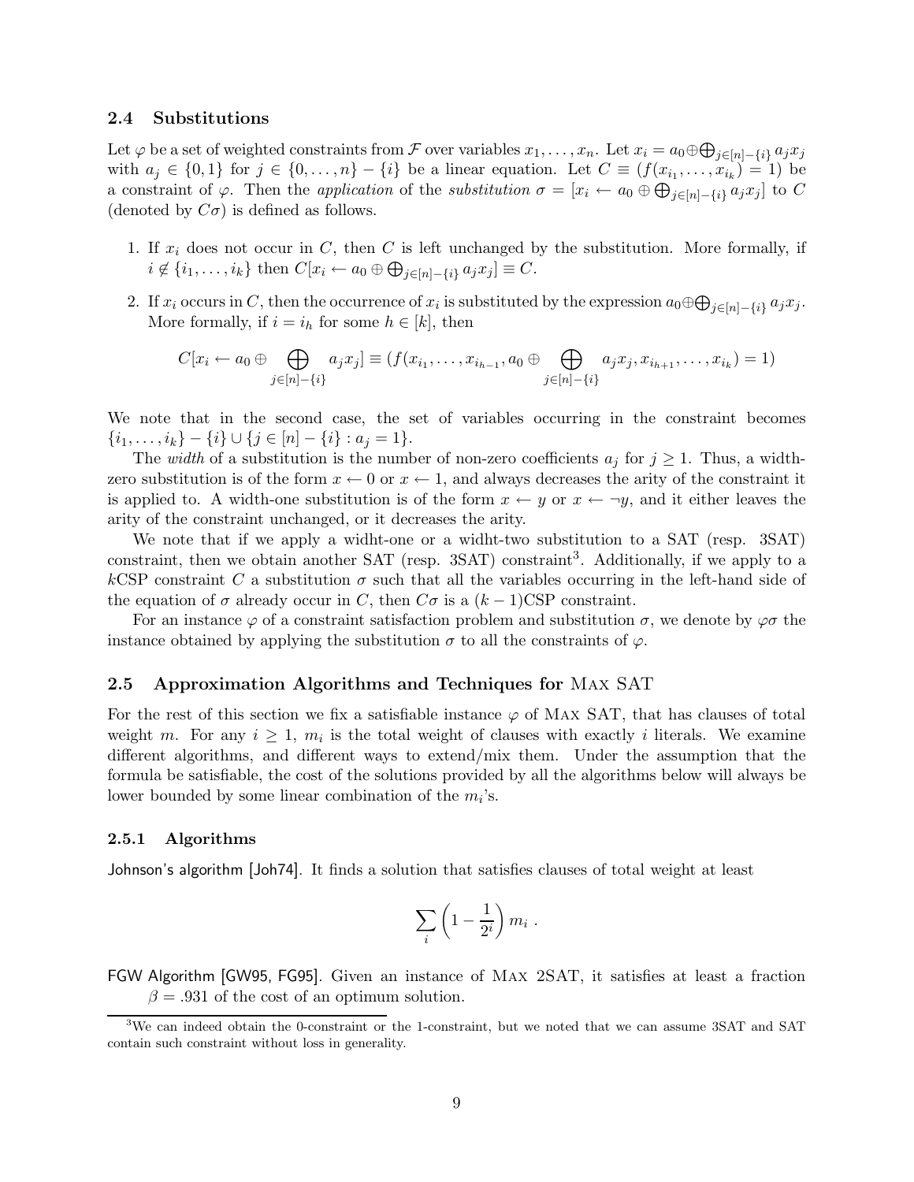### 2.4 Substitutions

Let $\varphi$ be a set of weighted constraints from $\mathcal{F}$ over variables $x_1, \ldots, x_n$. Let $x_i = a_0 \oplus \bigoplus_{j\in[n]-\{i\}} a_j x_j$ with $a_j \in \{0,1\}$ for $j \in \{0,\ldots,n\} - \{i\}$ be a linear equation. Let $C \equiv (f(x_{i_1},\ldots,x_{i_k}) = 1)$ be a constraint of $\varphi$. Then the *application* of the *substitution* $\sigma = [x_i \leftarrow a_0 \oplus \bigoplus_{j\in[n]-\{i\}} a_j x_j]$ to $C$ (denoted by $C\sigma$) is defined as follows.

1. If $x_i$ does not occur in $C$, then $C$ is left unchanged by the substitution. More formally, if $i \notin \{i_1,\ldots,i_k\}$ then $C[x_i \leftarrow a_0 \oplus \bigoplus_{j\in[n]-\{i\}} a_j x_j] \equiv C$.
2. If $x_i$ occurs in $C$, then the occurrence of $x_i$ is substituted by the expression $a_0 \oplus \bigoplus_{j\in[n]-\{i\}} a_j x_j$. More formally, if $i = i_h$ for some $h \in [k]$, then

$$C[x_i \leftarrow a_0 \oplus \bigoplus_{j\in[n]-\{i\}} a_j x_j] \equiv (f(x_{i_1},\ldots,x_{i_{h-1}}, a_0 \oplus \bigoplus_{j\in[n]-\{i\}} a_j x_j, x_{i_{h+1}},\ldots,x_{i_k}) = 1)$$

We note that in the second case, the set of variables occurring in the constraint becomes $\{i_1,\ldots,i_k\} - \{i\} \cup \{j \in [n] - \{i\} : a_j = 1\}$.

The *width* of a substitution is the number of non-zero coefficients $a_j$ for $j \geq 1$. Thus, a width-zero substitution is of the form $x \leftarrow 0$ or $x \leftarrow 1$, and always decreases the arity of the constraint it is applied to. A width-one substitution is of the form $x \leftarrow y$ or $x \leftarrow \neg y$, and it either leaves the arity of the constraint unchanged, or it decreases the arity.

We note that if we apply a widht-one or a widht-two substitution to a SAT (resp. 3SAT) constraint, then we obtain another SAT (resp. 3SAT) constraint[3]. Additionally, if we apply to a $k$CSP constraint $C$ a substitution $\sigma$ such that all the variables occurring in the left-hand side of the equation of $\sigma$ already occur in $C$, then $C\sigma$ is a $(k-1)$CSP constraint.

For an instance $\varphi$ of a constraint satisfaction problem and substitution $\sigma$, we denote by $\varphi\sigma$ the instance obtained by applying the substitution $\sigma$ to all the constraints of $\varphi$.

### 2.5 Approximation Algorithms and Techniques for Max SAT

For the rest of this section we fix a satisfiable instance $\varphi$ of Max SAT, that has clauses of total weight $m$. For any $i \geq 1$, $m_i$ is the total weight of clauses with exactly $i$ literals. We examine different algorithms, and different ways to extend/mix them. Under the assumption that the formula be satisfiable, the cost of the solutions provided by all the algorithms below will always be lower bounded by some linear combination of the $m_i$'s.

#### 2.5.1 Algorithms

Johnson's algorithm [Joh74]. It finds a solution that satisfies clauses of total weight at least

$$\sum_i \left(1 - \frac{1}{2^i}\right) m_i .$$

FGW Algorithm [GW95, FG95]. Given an instance of Max 2SAT, it satisfies at least a fraction $\beta = .931$ of the cost of an optimum solution.

[3] We can indeed obtain the 0-constraint or the 1-constraint, but we noted that we can assume 3SAT and SAT contain such constraint without loss in generality.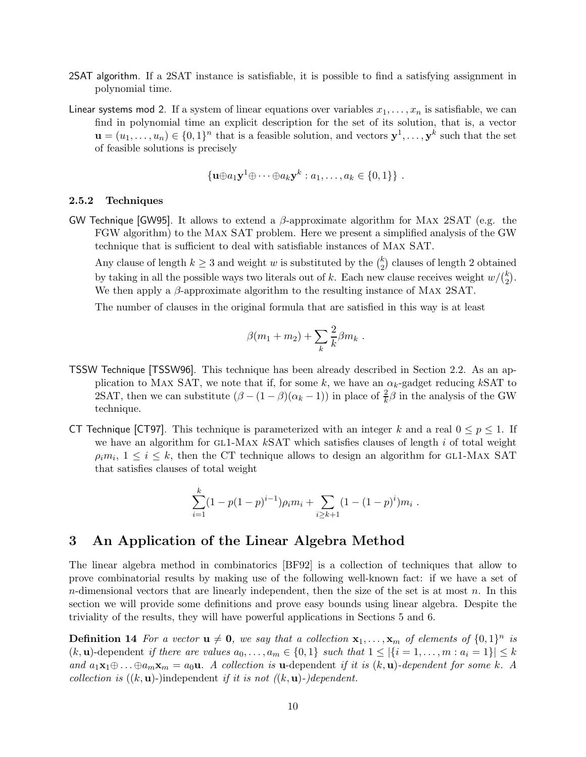2SAT algorithm. If a 2SAT instance is satisfiable, it is possible to find a satisfying assignment in polynomial time.

Linear systems mod 2. If a system of linear equations over variables $x_1, \ldots, x_n$ is satisfiable, we can find in polynomial time an explicit description for the set of its solution, that is, a vector $\mathbf{u} = (u_1, \ldots, u_n) \in \{0,1\}^n$ that is a feasible solution, and vectors $\mathbf{y}^1, \ldots, \mathbf{y}^k$ such that the set of feasible solutions is precisely

$$\{\mathbf{u} \oplus a_1 \mathbf{y}^1 \oplus \cdots \oplus a_k \mathbf{y}^k : a_1, \ldots, a_k \in \{0,1\}\} .$$

### 2.5.2 Techniques

GW Technique [GW95]. It allows to extend a $\beta$-approximate algorithm for Max 2SAT (e.g. the FGW algorithm) to the Max SAT problem. Here we present a simplified analysis of the GW technique that is sufficient to deal with satisfiable instances of Max SAT.

Any clause of length $k \geq 3$ and weight $w$ is substituted by the $\binom{k}{2}$ clauses of length 2 obtained by taking in all the possible ways two literals out of $k$. Each new clause receives weight $w/\binom{k}{2}$. We then apply a $\beta$-approximate algorithm to the resulting instance of Max 2SAT.

The number of clauses in the original formula that are satisfied in this way is at least

$$\beta(m_1 + m_2) + \sum_k \frac{2}{k} \beta m_k .$$

TSSW Technique [TSSW96]. This technique has been already described in Section 2.2. As an application to Max SAT, we note that if, for some $k$, we have an $\alpha_k$-gadget reducing $k$SAT to 2SAT, then we can substitute $(\beta - (1-\beta)(\alpha_k - 1))$ in place of $\frac{2}{k}\beta$ in the analysis of the GW technique.

CT Technique [CT97]. This technique is parameterized with an integer $k$ and a real $0 \leq p \leq 1$. If we have an algorithm for GL1-Max $k$SAT which satisfies clauses of length $i$ of total weight $\rho_i m_i$, $1 \leq i \leq k$, then the CT technique allows to design an algorithm for GL1-Max SAT that satisfies clauses of total weight

$$\sum_{i=1}^{k} (1 - p(1-p)^{i-1}) \rho_i m_i + \sum_{i \geq k+1} (1 - (1-p)^i) m_i .$$

# 3 An Application of the Linear Algebra Method

The linear algebra method in combinatorics [BF92] is a collection of techniques that allow to prove combinatorial results by making use of the following well-known fact: if we have a set of $n$-dimensional vectors that are linearly independent, then the size of the set is at most $n$. In this section we will provide some definitions and prove easy bounds using linear algebra. Despite the triviality of the results, they will have powerful applications in Sections 5 and 6.

**Definition 14** *For a vector $\mathbf{u} \neq \mathbf{0}$, we say that a collection $\mathbf{x}_1, \ldots, \mathbf{x}_m$ of elements of $\{0,1\}^n$ is* $(k, \mathbf{u})$-dependent *if there are values $a_0, \ldots, a_m \in \{0,1\}$ such that $1 \leq |\{i = 1, \ldots, m : a_i = 1\}| \leq k$ and $a_1 \mathbf{x}_1 \oplus \ldots \oplus a_m \mathbf{x}_m = a_0 \mathbf{u}$. A collection is* $\mathbf{u}$-dependent *if it is $(k, \mathbf{u})$-dependent for some $k$. A collection is* $((k, \mathbf{u})$-$)$independent *if it is not $((k, \mathbf{u})$-$)$dependent.*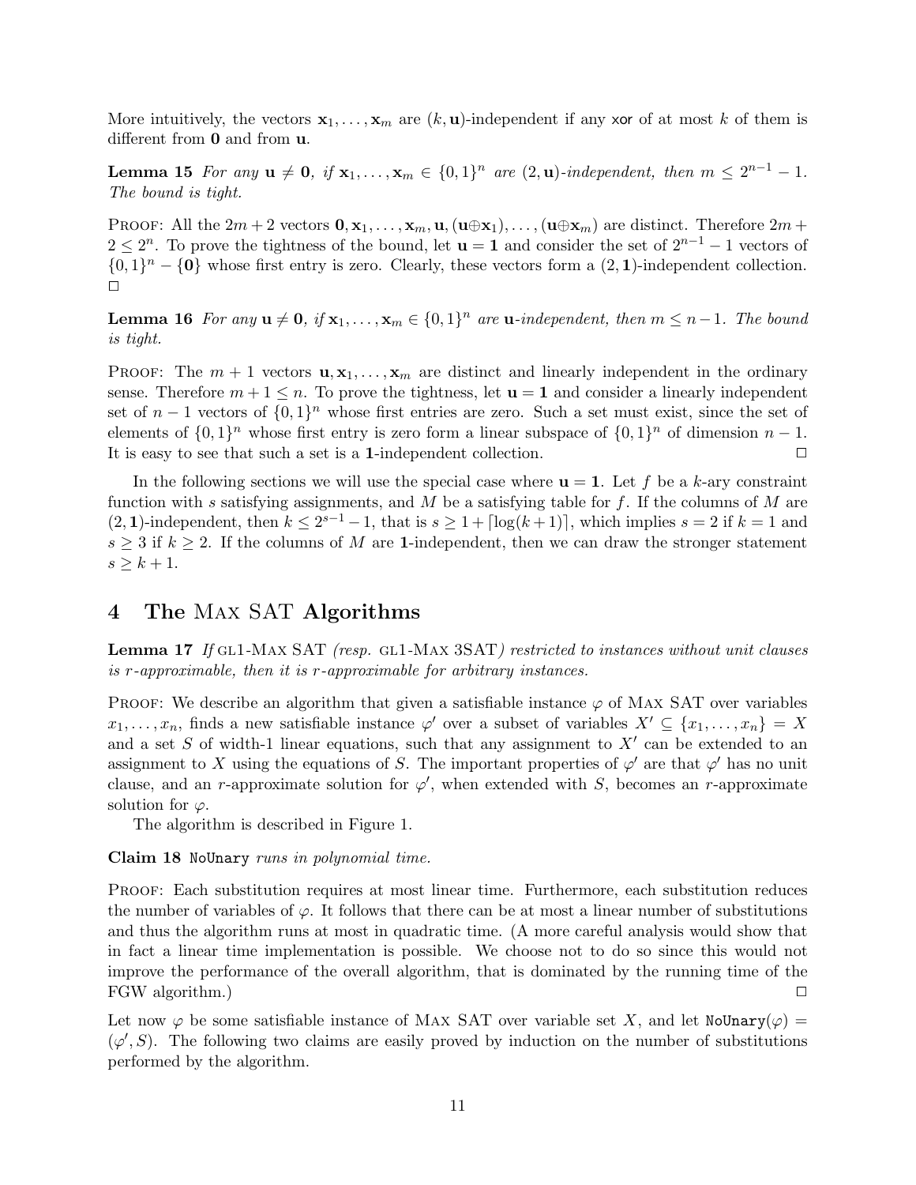More intuitively, the vectors $\mathbf{x}_1, \ldots, \mathbf{x}_m$ are $(k, \mathbf{u})$-independent if any xor of at most $k$ of them is different from $\mathbf{0}$ and from $\mathbf{u}$.

**Lemma 15** *For any $\mathbf{u} \neq \mathbf{0}$, if $\mathbf{x}_1, \ldots, \mathbf{x}_m \in \{0,1\}^n$ are $(2, \mathbf{u})$-independent, then $m \leq 2^{n-1} - 1$. The bound is tight.*

Proof: All the $2m+2$ vectors $\mathbf{0}, \mathbf{x}_1, \ldots, \mathbf{x}_m, \mathbf{u}, (\mathbf{u} \oplus \mathbf{x}_1), \ldots, (\mathbf{u} \oplus \mathbf{x}_m)$ are distinct. Therefore $2m + 2 \leq 2^n$. To prove the tightness of the bound, let $\mathbf{u} = \mathbf{1}$ and consider the set of $2^{n-1} - 1$ vectors of $\{0,1\}^n - \{\mathbf{0}\}$ whose first entry is zero. Clearly, these vectors form a $(2, \mathbf{1})$-independent collection. □

**Lemma 16** *For any $\mathbf{u} \neq \mathbf{0}$, if $\mathbf{x}_1, \ldots, \mathbf{x}_m \in \{0,1\}^n$ are $\mathbf{u}$-independent, then $m \leq n-1$. The bound is tight.*

Proof: The $m+1$ vectors $\mathbf{u}, \mathbf{x}_1, \ldots, \mathbf{x}_m$ are distinct and linearly independent in the ordinary sense. Therefore $m + 1 \leq n$. To prove the tightness, let $\mathbf{u} = \mathbf{1}$ and consider a linearly independent set of $n-1$ vectors of $\{0,1\}^n$ whose first entries are zero. Such a set must exist, since the set of elements of $\{0,1\}^n$ whose first entry is zero form a linear subspace of $\{0,1\}^n$ of dimension $n-1$. It is easy to see that such a set is a $\mathbf{1}$-independent collection. □

In the following sections we will use the special case where $\mathbf{u} = \mathbf{1}$. Let $f$ be a $k$-ary constraint function with $s$ satisfying assignments, and $M$ be a satisfying table for $f$. If the columns of $M$ are $(2, \mathbf{1})$-independent, then $k \leq 2^{s-1} - 1$, that is $s \geq 1 + \lceil \log(k+1) \rceil$, which implies $s = 2$ if $k = 1$ and $s \geq 3$ if $k \geq 2$. If the columns of $M$ are $\mathbf{1}$-independent, then we can draw the stronger statement $s \geq k + 1$.

## 4 The Max SAT Algorithms

**Lemma 17** *If* GL1-Max SAT *(resp.* GL1-Max 3SAT*) restricted to instances without unit clauses is $r$-approximable, then it is $r$-approximable for arbitrary instances.*

Proof: We describe an algorithm that given a satisfiable instance $\varphi$ of Max SAT over variables $x_1, \ldots, x_n$, finds a new satisfiable instance $\varphi'$ over a subset of variables $X' \subseteq \{x_1, \ldots, x_n\} = X$ and a set $S$ of width-1 linear equations, such that any assignment to $X'$ can be extended to an assignment to $X$ using the equations of $S$. The important properties of $\varphi'$ are that $\varphi'$ has no unit clause, and an $r$-approximate solution for $\varphi'$, when extended with $S$, becomes an $r$-approximate solution for $\varphi$.

The algorithm is described in Figure 1.

**Claim 18** `NoUnary` *runs in polynomial time.*

Proof: Each substitution requires at most linear time. Furthermore, each substitution reduces the number of variables of $\varphi$. It follows that there can be at most a linear number of substitutions and thus the algorithm runs at most in quadratic time. (A more careful analysis would show that in fact a linear time implementation is possible. We choose not to do so since this would not improve the performance of the overall algorithm, that is dominated by the running time of the FGW algorithm.) □

Let now $\varphi$ be some satisfiable instance of Max SAT over variable set $X$, and let `NoUnary`$(\varphi) = (\varphi', S)$. The following two claims are easily proved by induction on the number of substitutions performed by the algorithm.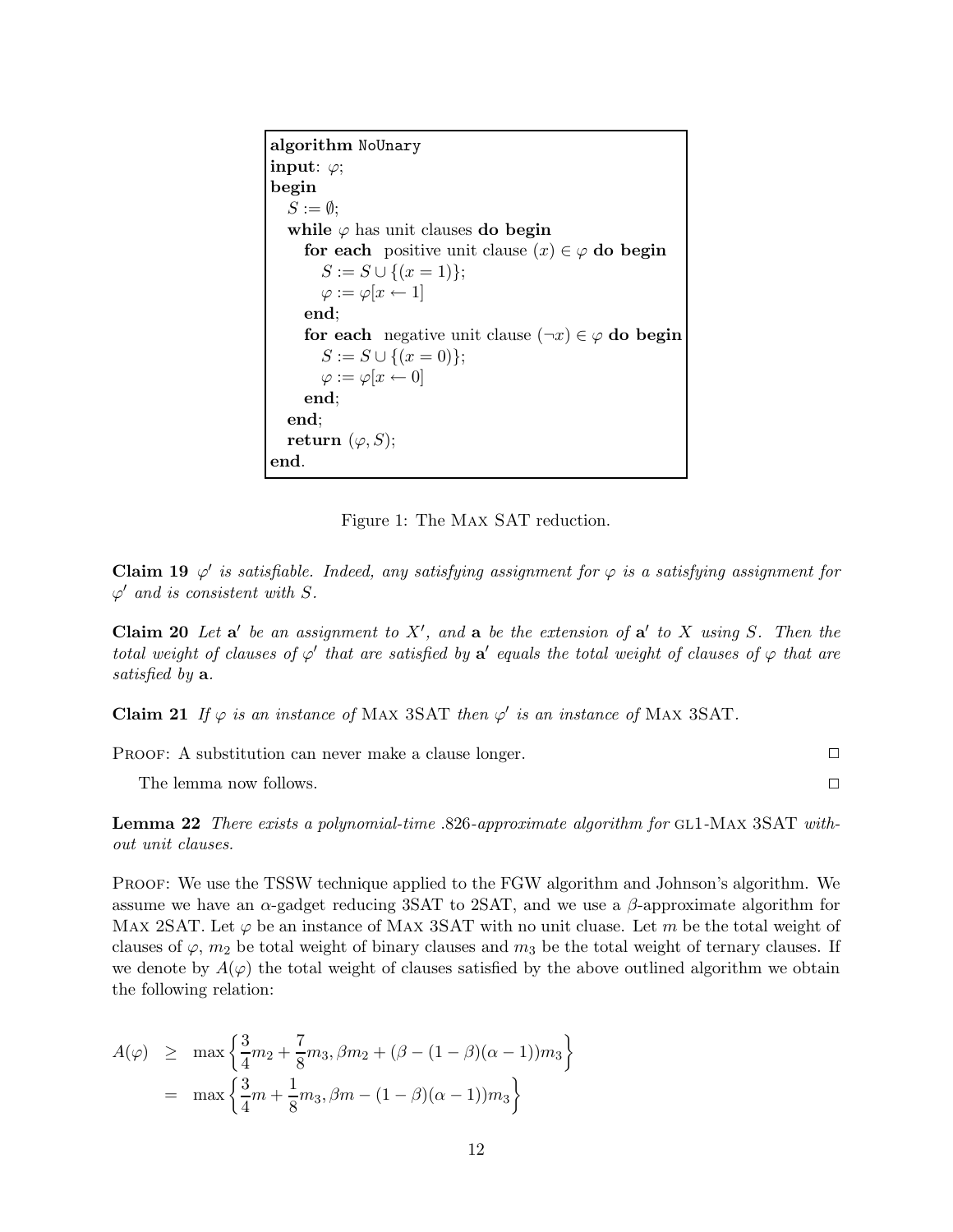```
algorithm NoUnary
input: φ;
begin
  S := ∅;
  while φ has unit clauses do begin
    for each  positive unit clause (x) ∈ φ do begin
      S := S ∪ {(x = 1)};
      φ := φ[x ← 1]
    end;
    for each  negative unit clause (¬x) ∈ φ do begin
      S := S ∪ {(x = 0)};
      φ := φ[x ← 0]
    end;
  end;
  return (φ, S);
end.
```

Figure 1: The MAX SAT reduction.

**Claim 19** *$\varphi'$ is satisfiable. Indeed, any satisfying assignment for $\varphi$ is a satisfying assignment for $\varphi'$ and is consistent with $S$.*

**Claim 20** *Let $\mathbf{a}'$ be an assignment to $X'$, and $\mathbf{a}$ be the extension of $\mathbf{a}'$ to $X$ using $S$. Then the total weight of clauses of $\varphi'$ that are satisfied by $\mathbf{a}'$ equals the total weight of clauses of $\varphi$ that are satisfied by $\mathbf{a}$.*

**Claim 21** *If $\varphi$ is an instance of* MAX 3SAT *then $\varphi'$ is an instance of* MAX 3SAT.

PROOF: A substitution can never make a clause longer. □

The lemma now follows. □

**Lemma 22** *There exists a polynomial-time .826-approximate algorithm for* GL1-MAX 3SAT *without unit clauses.*

PROOF: We use the TSSW technique applied to the FGW algorithm and Johnson's algorithm. We assume we have an $\alpha$-gadget reducing 3SAT to 2SAT, and we use a $\beta$-approximate algorithm for MAX 2SAT. Let $\varphi$ be an instance of MAX 3SAT with no unit cluase. Let $m$ be the total weight of clauses of $\varphi$, $m_2$ be total weight of binary clauses and $m_3$ be the total weight of ternary clauses. If we denote by $A(\varphi)$ the total weight of clauses satisfied by the above outlined algorithm we obtain the following relation:

$$\begin{aligned}
A(\varphi) &\geq \max\left\{\frac{3}{4}m_2 + \frac{7}{8}m_3, \beta m_2 + (\beta - (1-\beta)(\alpha-1))m_3\right\} \\
&= \max\left\{\frac{3}{4}m + \frac{1}{8}m_3, \beta m - (1-\beta)(\alpha-1))m_3\right\}
\end{aligned}$$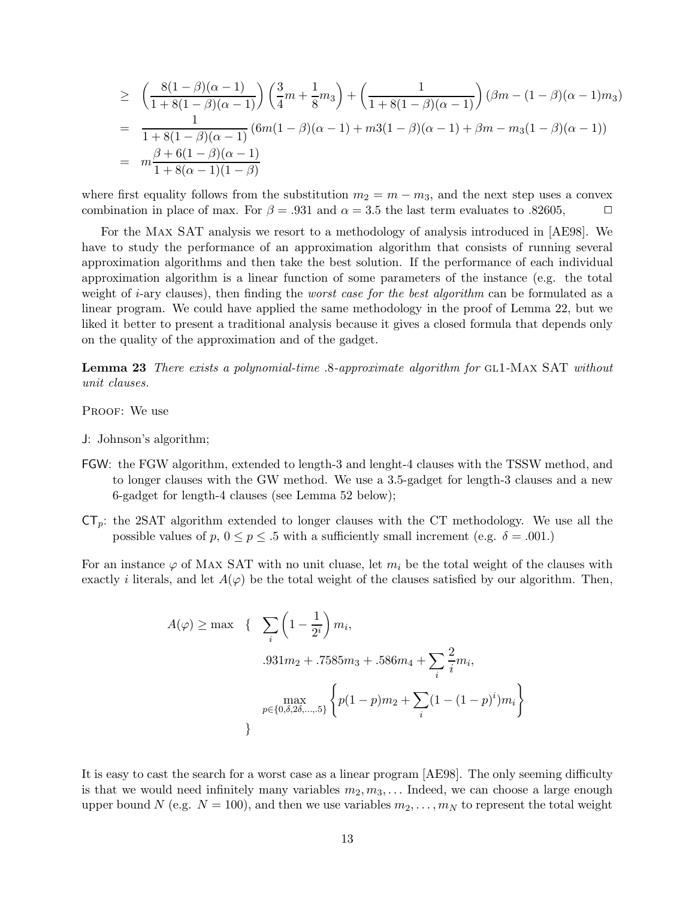$$
\begin{aligned}
&\geq \left(\frac{8(1-\beta)(\alpha-1)}{1+8(1-\beta)(\alpha-1)}\right)\left(\frac{3}{4}m+\frac{1}{8}m_3\right)+\left(\frac{1}{1+8(1-\beta)(\alpha-1)}\right)(\beta m-(1-\beta)(\alpha-1)m_3)\\
&= \frac{1}{1+8(1-\beta)(\alpha-1)}\left(6m(1-\beta)(\alpha-1)+m3(1-\beta)(\alpha-1)+\beta m-m_3(1-\beta)(\alpha-1)\right)\\
&= m\frac{\beta+6(1-\beta)(\alpha-1)}{1+8(\alpha-1)(1-\beta)}
\end{aligned}
$$

where first equality follows from the substitution $m_2 = m - m_3$, and the next step uses a convex combination in place of max. For $\beta = .931$ and $\alpha = 3.5$ the last term evaluates to .82605, □

For the Max SAT analysis we resort to a methodology of analysis introduced in [AE98]. We have to study the performance of an approximation algorithm that consists of running several approximation algorithms and then take the best solution. If the performance of each individual approximation algorithm is a linear function of some parameters of the instance (e.g. the total weight of $i$-ary clauses), then finding the *worst case for the best algorithm* can be formulated as a linear program. We could have applied the same methodology in the proof of Lemma 22, but we liked it better to present a traditional analysis because it gives a closed formula that depends only on the quality of the approximation and of the gadget.

**Lemma 23** *There exists a polynomial-time .8-approximate algorithm for* GL1-Max SAT *without unit clauses.*

Proof: We use

J: Johnson's algorithm;

FGW: the FGW algorithm, extended to length-3 and lenght-4 clauses with the TSSW method, and to longer clauses with the GW method. We use a 3.5-gadget for length-3 clauses and a new 6-gadget for length-4 clauses (see Lemma 52 below);

$\mathsf{CT}_p$: the 2SAT algorithm extended to longer clauses with the CT methodology. We use all the possible values of $p$, $0 \leq p \leq .5$ with a sufficiently small increment (e.g. $\delta = .001$.)

For an instance $\varphi$ of Max SAT with no unit cluase, let $m_i$ be the total weight of the clauses with exactly $i$ literals, and let $A(\varphi)$ be the total weight of the clauses satisfied by our algorithm. Then,

$$
\begin{aligned}
A(\varphi) \geq \max \quad \{ \quad & \sum_i \left(1-\frac{1}{2^i}\right)m_i,\\
& .931m_2 + .7585m_3 + .586m_4 + \sum_i \frac{2}{i}m_i,\\
& \max_{p\in\{0,\delta,2\delta,\ldots,.5\}}\left\{p(1-p)m_2+\sum_i(1-(1-p)^i)m_i\right\}\\
\}
\end{aligned}
$$

It is easy to cast the search for a worst case as a linear program [AE98]. The only seeming difficulty is that we would need infinitely many variables $m_2, m_3, \ldots$ Indeed, we can choose a large enough upper bound $N$ (e.g. $N = 100$), and then we use variables $m_2, \ldots, m_N$ to represent the total weight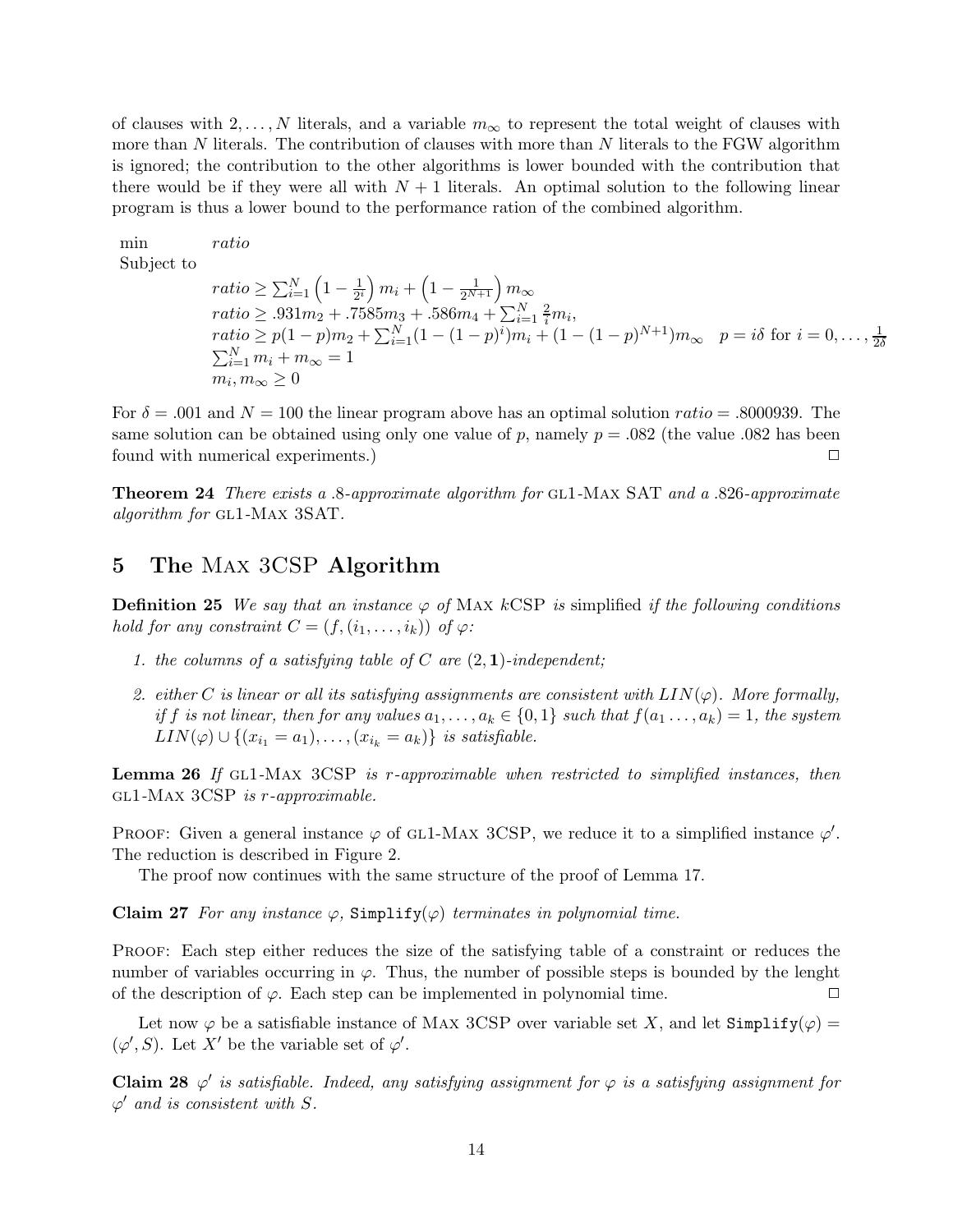of clauses with $2, \ldots, N$ literals, and a variable $m_\infty$ to represent the total weight of clauses with more than $N$ literals. The contribution of clauses with more than $N$ literals to the FGW algorithm is ignored; the contribution to the other algorithms is lower bounded with the contribution that there would be if they were all with $N+1$ literals. An optimal solution to the following linear program is thus a lower bound to the performance ration of the combined algorithm.

$$
\begin{aligned}
\min \quad & ratio \\
\text{Subject to} \quad & \\
& ratio \geq \sum_{i=1}^{N} \left(1 - \frac{1}{2^i}\right) m_i + \left(1 - \frac{1}{2^{N+1}}\right) m_\infty \\
& ratio \geq .931 m_2 + .7585 m_3 + .586 m_4 + \sum_{i=1}^{N} \frac{2}{i} m_i, \\
& ratio \geq p(1-p) m_2 + \sum_{i=1}^{N} (1 - (1-p)^i) m_i + (1 - (1-p)^{N+1}) m_\infty \quad p = i\delta \text{ for } i = 0, \ldots, \frac{1}{2\delta} \\
& \sum_{i=1}^{N} m_i + m_\infty = 1 \\
& m_i, m_\infty \geq 0
\end{aligned}
$$

For $\delta = .001$ and $N = 100$ the linear program above has an optimal solution $ratio = .8000939$. The same solution can be obtained using only one value of $p$, namely $p = .082$ (the value .082 has been found with numerical experiments.) □

**Theorem 24** *There exists a .8-approximate algorithm for* GL1-MAX SAT *and a .826-approximate algorithm for* GL1-MAX 3SAT.

## 5 The MAX 3CSP Algorithm

**Definition 25** *We say that an instance $\varphi$ of* MAX $k$CSP *is* simplified *if the following conditions hold for any constraint $C = (f, (i_1, \ldots, i_k))$ of $\varphi$:*

1. *the columns of a satisfying table of $C$ are $(2, \mathbf{1})$-independent;*
2. *either $C$ is linear or all its satisfying assignments are consistent with $LIN(\varphi)$. More formally, if $f$ is not linear, then for any values $a_1, \ldots, a_k \in \{0, 1\}$ such that $f(a_1 \ldots, a_k) = 1$, the system $LIN(\varphi) \cup \{(x_{i_1} = a_1), \ldots, (x_{i_k} = a_k)\}$ is satisfiable.*

**Lemma 26** *If* GL1-MAX 3CSP *is $r$-approximable when restricted to simplified instances, then* GL1-MAX 3CSP *is $r$-approximable.*

PROOF: Given a general instance $\varphi$ of GL1-MAX 3CSP, we reduce it to a simplified instance $\varphi'$. The reduction is described in Figure 2.

The proof now continues with the same structure of the proof of Lemma 17.

**Claim 27** *For any instance $\varphi$,* `Simplify`$(\varphi)$ *terminates in polynomial time.*

PROOF: Each step either reduces the size of the satisfying table of a constraint or reduces the number of variables occurring in $\varphi$. Thus, the number of possible steps is bounded by the lenght of the description of $\varphi$. Each step can be implemented in polynomial time. □

Let now $\varphi$ be a satisfiable instance of MAX 3CSP over variable set $X$, and let `Simplify`$(\varphi) = (\varphi', S)$. Let $X'$ be the variable set of $\varphi'$.

**Claim 28** *$\varphi'$ is satisfiable. Indeed, any satisfying assignment for $\varphi$ is a satisfying assignment for $\varphi'$ and is consistent with $S$.*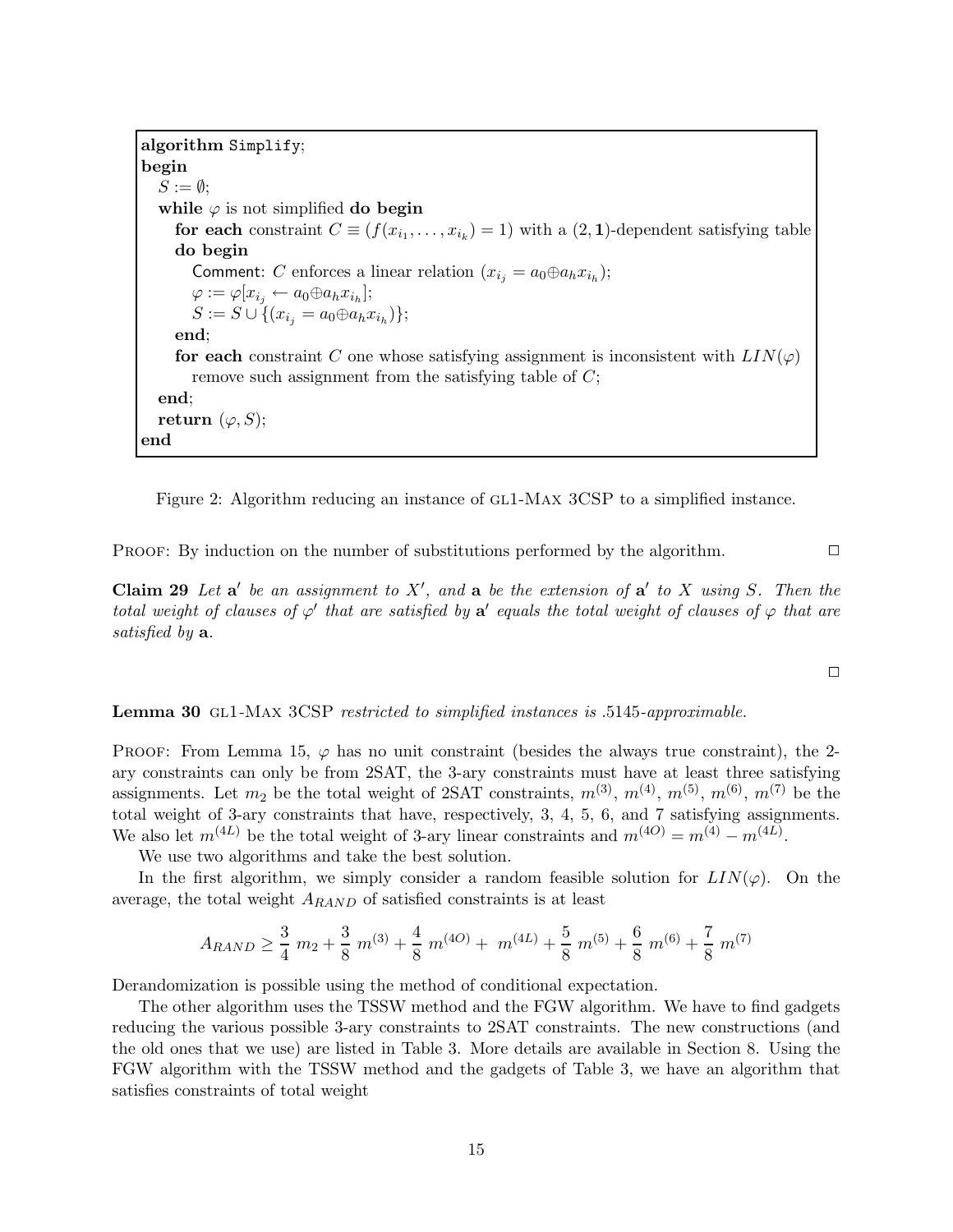```
algorithm Simplify;
begin
  S := ∅;
  while φ is not simplified do begin
    for each constraint C ≡ (f(x_{i_1}, ..., x_{i_k}) = 1) with a (2,1)-dependent satisfying table
    do begin
      Comment: C enforces a linear relation (x_{i_j} = a_0⊕a_h x_{i_h});
      φ := φ[x_{i_j} ← a_0⊕a_h x_{i_h}];
      S := S ∪ {(x_{i_j} = a_0⊕a_h x_{i_h})};
    end;
    for each constraint C one whose satisfying assignment is inconsistent with LIN(φ)
      remove such assignment from the satisfying table of C;
  end;
  return (φ, S);
end
```

Figure 2: Algorithm reducing an instance of GL1-MAX 3CSP to a simplified instance.

PROOF: By induction on the number of substitutions performed by the algorithm. □

**Claim 29** *Let $\mathbf{a}'$ be an assignment to $X'$, and $\mathbf{a}$ be the extension of $\mathbf{a}'$ to $X$ using $S$. Then the total weight of clauses of $\varphi'$ that are satisfied by $\mathbf{a}'$ equals the total weight of clauses of $\varphi$ that are satisfied by $\mathbf{a}$.*

□

**Lemma 30** GL1-MAX 3CSP *restricted to simplified instances is .5145-approximable.*

PROOF: From Lemma 15, $\varphi$ has no unit constraint (besides the always true constraint), the 2-ary constraints can only be from 2SAT, the 3-ary constraints must have at least three satisfying assignments. Let $m_2$ be the total weight of 2SAT constraints, $m^{(3)}$, $m^{(4)}$, $m^{(5)}$, $m^{(6)}$, $m^{(7)}$ be the total weight of 3-ary constraints that have, respectively, 3, 4, 5, 6, and 7 satisfying assignments. We also let $m^{(4L)}$ be the total weight of 3-ary linear constraints and $m^{(4O)} = m^{(4)} - m^{(4L)}$.

We use two algorithms and take the best solution.

In the first algorithm, we simply consider a random feasible solution for $LIN(\varphi)$. On the average, the total weight $A_{RAND}$ of satisfied constraints is at least

$$A_{RAND} \geq \frac{3}{4}\ m_2 + \frac{3}{8}\ m^{(3)} + \frac{4}{8}\ m^{(4O)} +\ m^{(4L)} + \frac{5}{8}\ m^{(5)} + \frac{6}{8}\ m^{(6)} + \frac{7}{8}\ m^{(7)}$$

Derandomization is possible using the method of conditional expectation.

The other algorithm uses the TSSW method and the FGW algorithm. We have to find gadgets reducing the various possible 3-ary constraints to 2SAT constraints. The new constructions (and the old ones that we use) are listed in Table 3. More details are available in Section 8. Using the FGW algorithm with the TSSW method and the gadgets of Table 3, we have an algorithm that satisfies constraints of total weight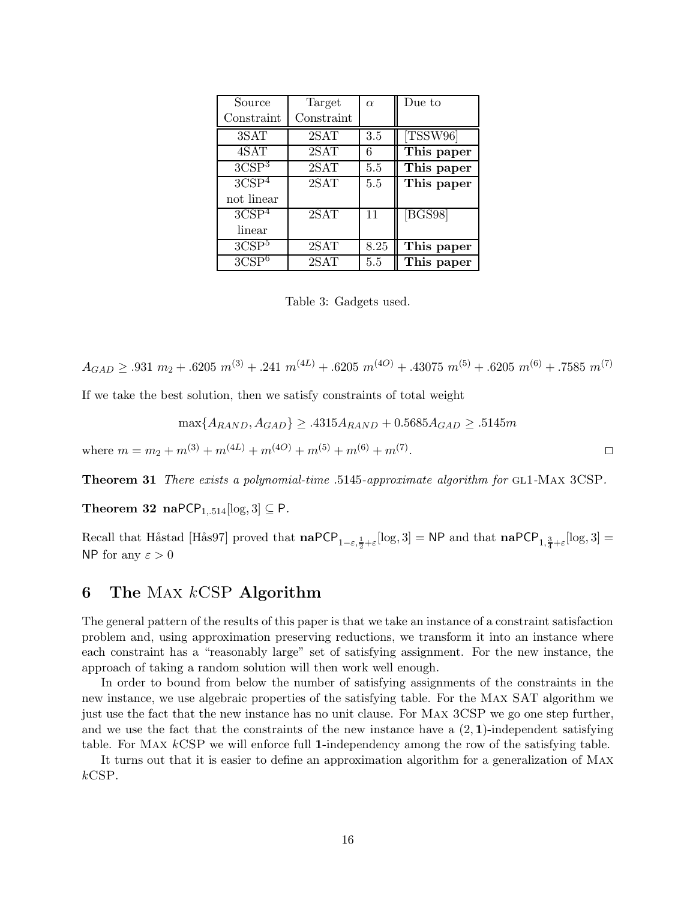| Source Constraint | Target Constraint | $\alpha$ | Due to |
|---|---|---|---|
| 3SAT | 2SAT | 3.5 | [TSSW96] |
| 4SAT | 2SAT | 6 | **This paper** |
| $3\text{CSP}^3$ | 2SAT | 5.5 | **This paper** |
| $3\text{CSP}^4$ not linear | 2SAT | 5.5 | **This paper** |
| $3\text{CSP}^4$ linear | 2SAT | 11 | [BGS98] |
| $3\text{CSP}^5$ | 2SAT | 8.25 | **This paper** |
| $3\text{CSP}^6$ | 2SAT | 5.5 | **This paper** |

Table 3: Gadgets used.

$$A_{GAD} \geq .931\ m_2 + .6205\ m^{(3)} + .241\ m^{(4L)} + .6205\ m^{(4O)} + .43075\ m^{(5)} + .6205\ m^{(6)} + .7585\ m^{(7)}$$

If we take the best solution, then we satisfy constraints of total weight

$$\max\{A_{RAND}, A_{GAD}\} \geq .4315 A_{RAND} + 0.5685 A_{GAD} \geq .5145m$$

where $m = m_2 + m^{(3)} + m^{(4L)} + m^{(4O)} + m^{(5)} + m^{(6)} + m^{(7)}$. □

**Theorem 31** *There exists a polynomial-time .5145-approximate algorithm for* GL1-MAX 3CSP.

**Theorem 32** $\mathbf{na}\mathsf{PCP}_{1,.514}[\log, 3] \subseteq \mathsf{P}$.

Recall that Håstad [Hås97] proved that $\mathbf{na}\mathsf{PCP}_{1-\varepsilon,\frac{1}{2}+\varepsilon}[\log, 3] = \mathsf{NP}$ and that $\mathbf{na}\mathsf{PCP}_{1,\frac{3}{4}+\varepsilon}[\log, 3] = \mathsf{NP}$ for any $\varepsilon > 0$

## 6 The MAX $k$CSP Algorithm

The general pattern of the results of this paper is that we take an instance of a constraint satisfaction problem and, using approximation preserving reductions, we transform it into an instance where each constraint has a "reasonably large" set of satisfying assignment. For the new instance, the approach of taking a random solution will then work well enough.

In order to bound from below the number of satisfying assignments of the constraints in the new instance, we use algebraic properties of the satisfying table. For the MAX SAT algorithm we just use the fact that the new instance has no unit clause. For MAX 3CSP we go one step further, and we use the fact that the constraints of the new instance have a $(2, \mathbf{1})$-independent satisfying table. For MAX $k$CSP we will enforce full $\mathbf{1}$-independency among the row of the satisfying table.

It turns out that it is easier to define an approximation algorithm for a generalization of MAX $k$CSP.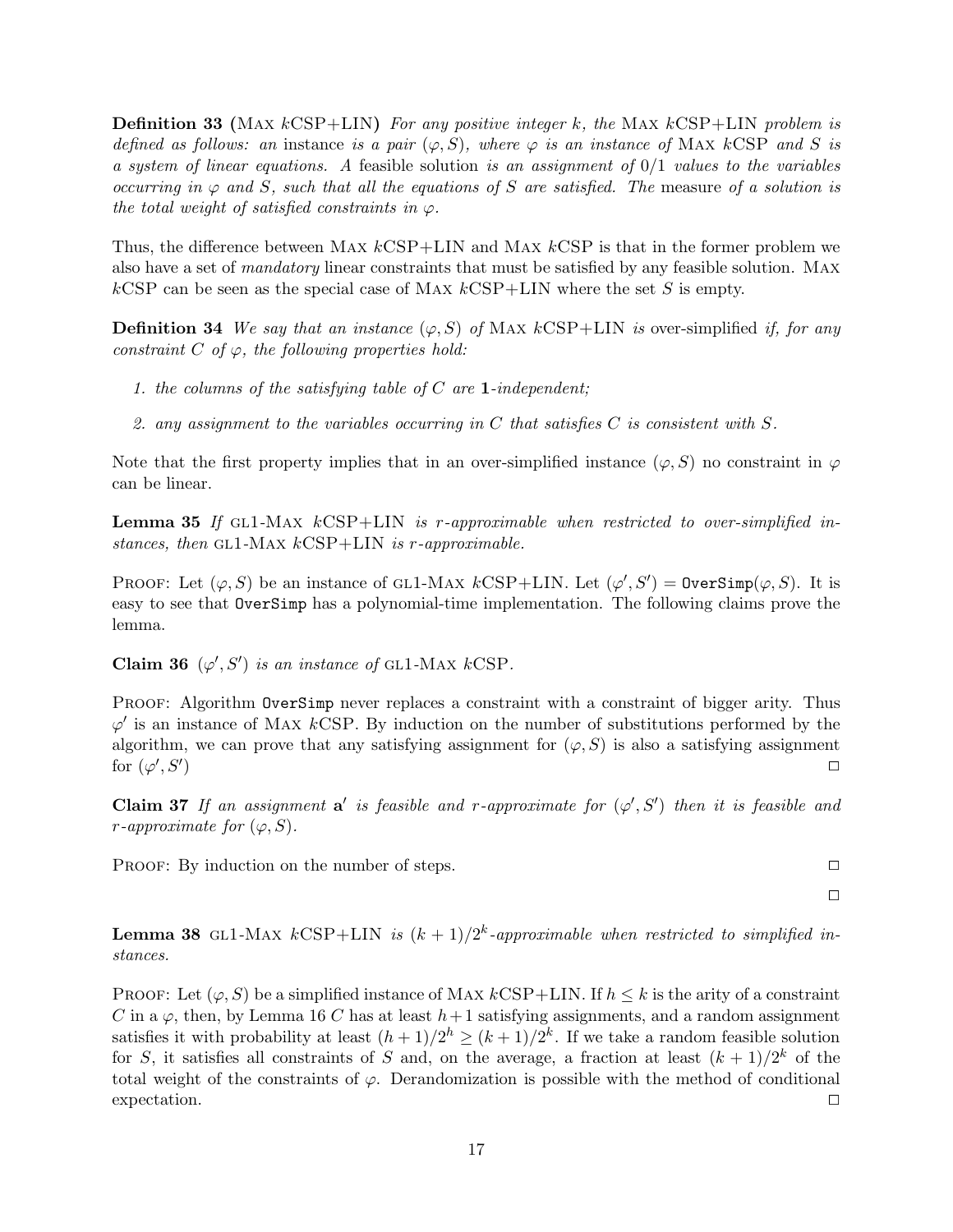**Definition 33 (Max $k$CSP+LIN)** *For any positive integer $k$, the* Max $k$CSP+LIN *problem is defined as follows: an* instance *is a pair $(\varphi, S)$, where $\varphi$ is an instance of* Max $k$CSP *and $S$ is a system of linear equations. A* feasible solution *is an assignment of 0/1 values to the variables occurring in $\varphi$ and $S$, such that all the equations of $S$ are satisfied. The* measure *of a solution is the total weight of satisfied constraints in $\varphi$.*

Thus, the difference between Max $k$CSP+LIN and Max $k$CSP is that in the former problem we also have a set of *mandatory* linear constraints that must be satisfied by any feasible solution. Max $k$CSP can be seen as the special case of Max $k$CSP+LIN where the set $S$ is empty.

**Definition 34** *We say that an instance $(\varphi, S)$ of* Max $k$CSP+LIN *is* over-simplified *if, for any constraint $C$ of $\varphi$, the following properties hold:*

1. *the columns of the satisfying table of $C$ are $\mathbf{1}$-independent;*
2. *any assignment to the variables occurring in $C$ that satisfies $C$ is consistent with $S$.*

Note that the first property implies that in an over-simplified instance $(\varphi, S)$ no constraint in $\varphi$ can be linear.

**Lemma 35** *If* gl1-Max $k$CSP+LIN *is $r$-approximable when restricted to over-simplified instances, then* gl1-Max $k$CSP+LIN *is $r$-approximable.*

Proof: Let $(\varphi, S)$ be an instance of gl1-Max $k$CSP+LIN. Let $(\varphi', S') = \texttt{OverSimp}(\varphi, S)$. It is easy to see that `OverSimp` has a polynomial-time implementation. The following claims prove the lemma.

**Claim 36** *$(\varphi', S')$ is an instance of* gl1-Max $k$CSP.

Proof: Algorithm `OverSimp` never replaces a constraint with a constraint of bigger arity. Thus $\varphi'$ is an instance of Max $k$CSP. By induction on the number of substitutions performed by the algorithm, we can prove that any satisfying assignment for $(\varphi, S)$ is also a satisfying assignment for $(\varphi', S')$ □

**Claim 37** *If an assignment $\mathbf{a}'$ is feasible and $r$-approximate for $(\varphi', S')$ then it is feasible and $r$-approximate for $(\varphi, S)$.*

Proof: By induction on the number of steps. □

□

**Lemma 38** gl1-Max $k$CSP+LIN *is $(k+1)/2^k$-approximable when restricted to simplified instances.*

Proof: Let $(\varphi, S)$ be a simplified instance of Max $k$CSP+LIN. If $h \leq k$ is the arity of a constraint $C$ in a $\varphi$, then, by Lemma 16 $C$ has at least $h+1$ satisfying assignments, and a random assignment satisfies it with probability at least $(h+1)/2^h \geq (k+1)/2^k$. If we take a random feasible solution for $S$, it satisfies all constraints of $S$ and, on the average, a fraction at least $(k+1)/2^k$ of the total weight of the constraints of $\varphi$. Derandomization is possible with the method of conditional expectation. □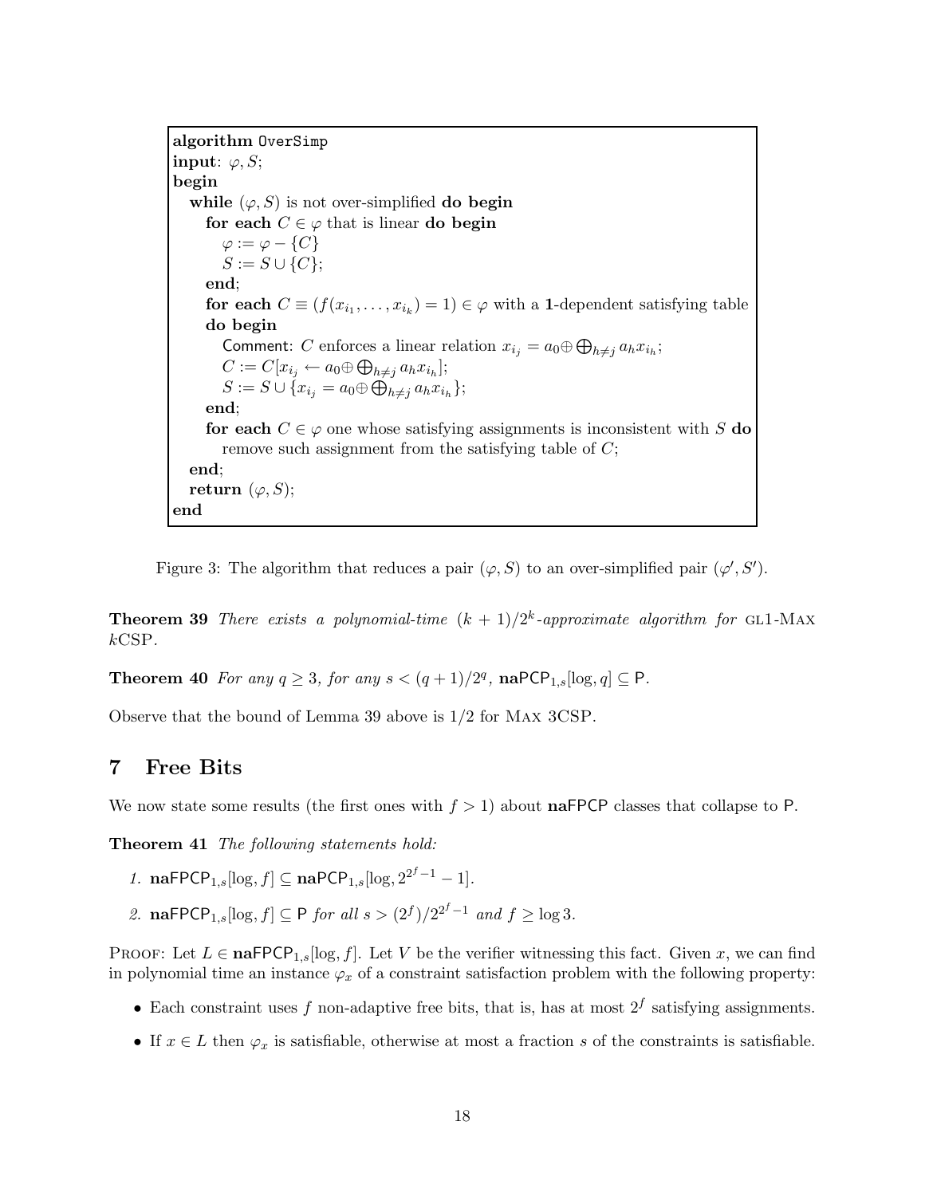```
algorithm OverSimp
input: φ, S;
begin
  while (φ, S) is not over-simplified do begin
    for each C ∈ φ that is linear do begin
      φ := φ − {C}
      S := S ∪ {C};
    end;
    for each C ≡ (f(x_{i_1}, ..., x_{i_k}) = 1) ∈ φ with a 1-dependent satisfying table
    do begin
      Comment: C enforces a linear relation x_{i_j} = a_0 ⊕ ⨁_{h≠j} a_h x_{i_h};
      C := C[x_{i_j} ← a_0 ⊕ ⨁_{h≠j} a_h x_{i_h}];
      S := S ∪ {x_{i_j} = a_0 ⊕ ⨁_{h≠j} a_h x_{i_h}};
    end;
    for each C ∈ φ one whose satisfying assignments is inconsistent with S do
      remove such assignment from the satisfying table of C;
  end;
  return (φ, S);
end
```

Figure 3: The algorithm that reduces a pair $(\varphi, S)$ to an over-simplified pair $(\varphi', S')$.

**Theorem 39** *There exists a polynomial-time $(k+1)/2^k$-approximate algorithm for* GL1-MAX $k$CSP*.*

**Theorem 40** *For any $q \geq 3$, for any $s < (q+1)/2^q$,* $\mathbf{na}\mathsf{PCP}_{1,s}[\log, q] \subseteq \mathsf{P}$*.*

Observe that the bound of Lemma 39 above is $1/2$ for MAX 3CSP.

## 7 Free Bits

We now state some results (the first ones with $f > 1$) about $\mathbf{na}\mathsf{FPCP}$ classes that collapse to $\mathsf{P}$.

**Theorem 41** *The following statements hold:*

1. $\mathbf{na}\mathsf{FPCP}_{1,s}[\log, f] \subseteq \mathbf{na}\mathsf{PCP}_{1,s}[\log, 2^{2^f-1} - 1]$.
2. $\mathbf{na}\mathsf{FPCP}_{1,s}[\log, f] \subseteq \mathsf{P}$ *for all $s > (2^f)/2^{2^f-1}$ and $f \geq \log 3$.*

PROOF: Let $L \in \mathbf{na}\mathsf{FPCP}_{1,s}[\log, f]$. Let $V$ be the verifier witnessing this fact. Given $x$, we can find in polynomial time an instance $\varphi_x$ of a constraint satisfaction problem with the following property:

- Each constraint uses $f$ non-adaptive free bits, that is, has at most $2^f$ satisfying assignments.
- If $x \in L$ then $\varphi_x$ is satisfiable, otherwise at most a fraction $s$ of the constraints is satisfiable.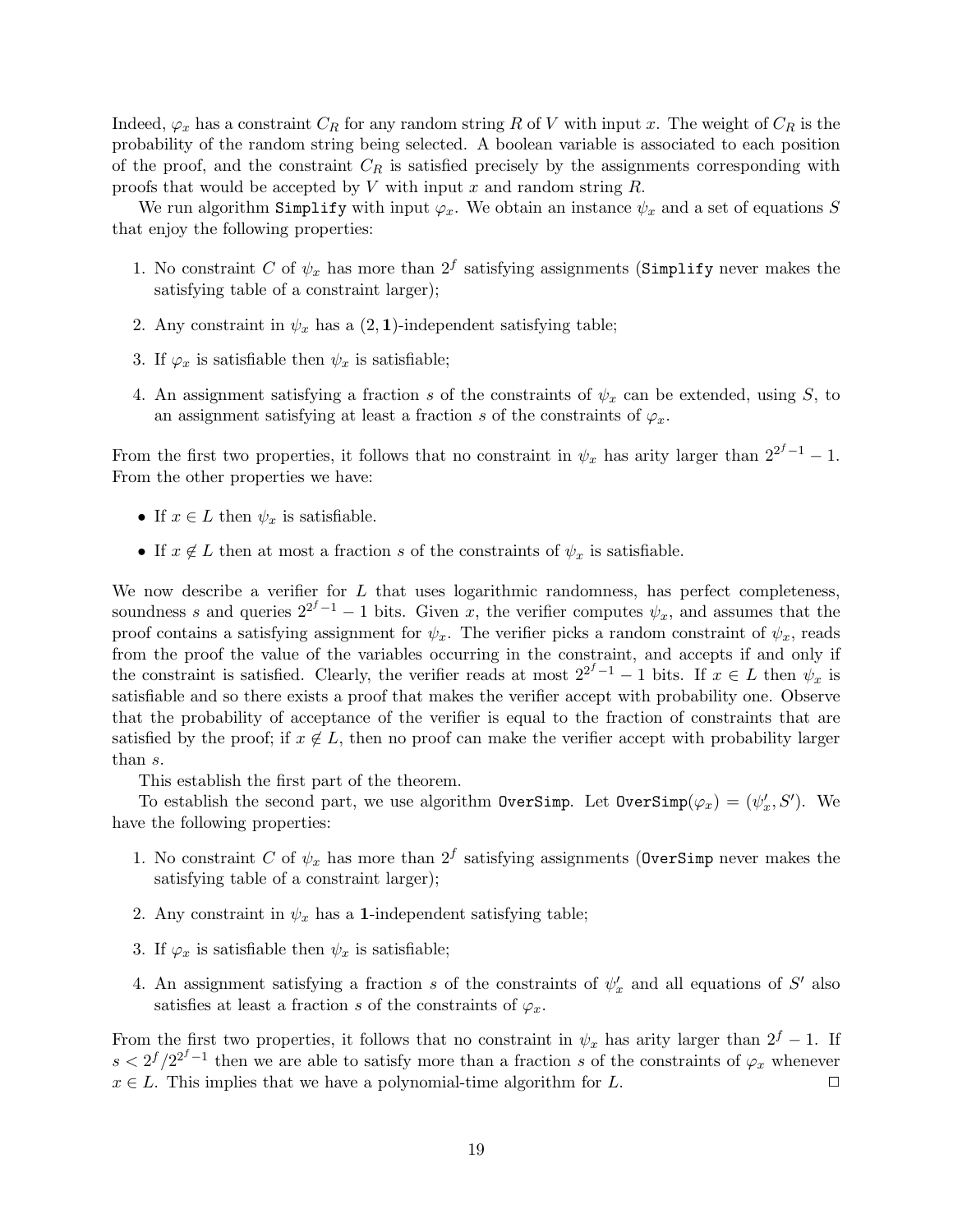Indeed, $\varphi_x$ has a constraint $C_R$ for any random string $R$ of $V$ with input $x$. The weight of $C_R$ is the probability of the random string being selected. A boolean variable is associated to each position of the proof, and the constraint $C_R$ is satisfied precisely by the assignments corresponding with proofs that would be accepted by $V$ with input $x$ and random string $R$.

We run algorithm `Simplify` with input $\varphi_x$. We obtain an instance $\psi_x$ and a set of equations $S$ that enjoy the following properties:

1. No constraint $C$ of $\psi_x$ has more than $2^f$ satisfying assignments (`Simplify` never makes the satisfying table of a constraint larger);
2. Any constraint in $\psi_x$ has a $(2, \mathbf{1})$-independent satisfying table;
3. If $\varphi_x$ is satisfiable then $\psi_x$ is satisfiable;
4. An assignment satisfying a fraction $s$ of the constraints of $\psi_x$ can be extended, using $S$, to an assignment satisfying at least a fraction $s$ of the constraints of $\varphi_x$.

From the first two properties, it follows that no constraint in $\psi_x$ has arity larger than $2^{2^f-1} - 1$. From the other properties we have:

- If $x \in L$ then $\psi_x$ is satisfiable.
- If $x \notin L$ then at most a fraction $s$ of the constraints of $\psi_x$ is satisfiable.

We now describe a verifier for $L$ that uses logarithmic randomness, has perfect completeness, soundness $s$ and queries $2^{2^f-1} - 1$ bits. Given $x$, the verifier computes $\psi_x$, and assumes that the proof contains a satisfying assignment for $\psi_x$. The verifier picks a random constraint of $\psi_x$, reads from the proof the value of the variables occurring in the constraint, and accepts if and only if the constraint is satisfied. Clearly, the verifier reads at most $2^{2^f-1} - 1$ bits. If $x \in L$ then $\psi_x$ is satisfiable and so there exists a proof that makes the verifier accept with probability one. Observe that the probability of acceptance of the verifier is equal to the fraction of constraints that are satisfied by the proof; if $x \notin L$, then no proof can make the verifier accept with probability larger than $s$.

This establish the first part of the theorem.

To establish the second part, we use algorithm `OverSimp`. Let $\texttt{OverSimp}(\varphi_x) = (\psi'_x, S')$. We have the following properties:

1. No constraint $C$ of $\psi_x$ has more than $2^f$ satisfying assignments (`OverSimp` never makes the satisfying table of a constraint larger);
2. Any constraint in $\psi_x$ has a $\mathbf{1}$-independent satisfying table;
3. If $\varphi_x$ is satisfiable then $\psi_x$ is satisfiable;
4. An assignment satisfying a fraction $s$ of the constraints of $\psi'_x$ and all equations of $S'$ also satisfies at least a fraction $s$ of the constraints of $\varphi_x$.

From the first two properties, it follows that no constraint in $\psi_x$ has arity larger than $2^f - 1$. If $s < 2^f/2^{2^f-1}$ then we are able to satisfy more than a fraction $s$ of the constraints of $\varphi_x$ whenever $x \in L$. This implies that we have a polynomial-time algorithm for $L$. □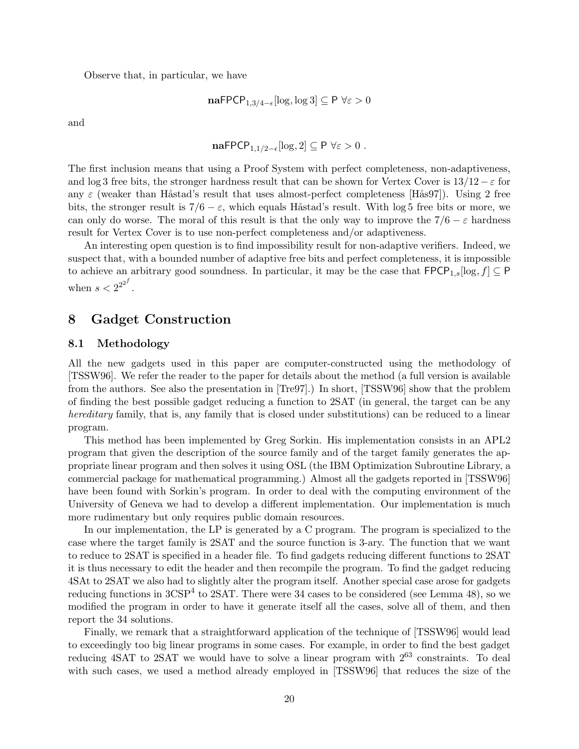Observe that, in particular, we have

$$\mathbf{na}\mathsf{FPCP}_{1,3/4-\epsilon}[\log, \log 3] \subseteq \mathsf{P} \ \forall \varepsilon > 0$$

and

$$\mathbf{na}\mathsf{FPCP}_{1,1/2-\epsilon}[\log, 2] \subseteq \mathsf{P} \ \forall \varepsilon > 0 \ .$$

The first inclusion means that using a Proof System with perfect completeness, non-adaptiveness, and $\log 3$ free bits, the stronger hardness result that can be shown for Vertex Cover is $13/12 - \varepsilon$ for any $\varepsilon$ (weaker than Håstad's result that uses almost-perfect completeness [Hås97]). Using 2 free bits, the stronger result is $7/6 - \varepsilon$, which equals Håstad's result. With $\log 5$ free bits or more, we can only do worse. The moral of this result is that the only way to improve the $7/6 - \varepsilon$ hardness result for Vertex Cover is to use non-perfect completeness and/or adaptiveness.

An interesting open question is to find impossibility result for non-adaptive verifiers. Indeed, we suspect that, with a bounded number of adaptive free bits and perfect completeness, it is impossible to achieve an arbitrary good soundness. In particular, it may be the case that $\mathsf{FPCP}_{1,s}[\log, f] \subseteq \mathsf{P}$ when $s < 2^{2^{2^f}}$.

# 8 Gadget Construction

## 8.1 Methodology

All the new gadgets used in this paper are computer-constructed using the methodology of [TSSW96]. We refer the reader to the paper for details about the method (a full version is available from the authors. See also the presentation in [Tre97].) In short, [TSSW96] show that the problem of finding the best possible gadget reducing a function to 2SAT (in general, the target can be any *hereditary* family, that is, any family that is closed under substitutions) can be reduced to a linear program.

This method has been implemented by Greg Sorkin. His implementation consists in an APL2 program that given the description of the source family and of the target family generates the appropriate linear program and then solves it using OSL (the IBM Optimization Subroutine Library, a commercial package for mathematical programming.) Almost all the gadgets reported in [TSSW96] have been found with Sorkin's program. In order to deal with the computing environment of the University of Geneva we had to develop a different implementation. Our implementation is much more rudimentary but only requires public domain resources.

In our implementation, the LP is generated by a C program. The program is specialized to the case where the target family is 2SAT and the source function is 3-ary. The function that we want to reduce to 2SAT is specified in a header file. To find gadgets reducing different functions to 2SAT it is thus necessary to edit the header and then recompile the program. To find the gadget reducing 4SAt to 2SAT we also had to slightly alter the program itself. Another special case arose for gadgets reducing functions in $3\mathrm{CSP}^4$ to 2SAT. There were 34 cases to be considered (see Lemma 48), so we modified the program in order to have it generate itself all the cases, solve all of them, and then report the 34 solutions.

Finally, we remark that a straightforward application of the technique of [TSSW96] would lead to exceedingly too big linear programs in some cases. For example, in order to find the best gadget reducing 4SAT to 2SAT we would have to solve a linear program with $2^{63}$ constraints. To deal with such cases, we used a method already employed in [TSSW96] that reduces the size of the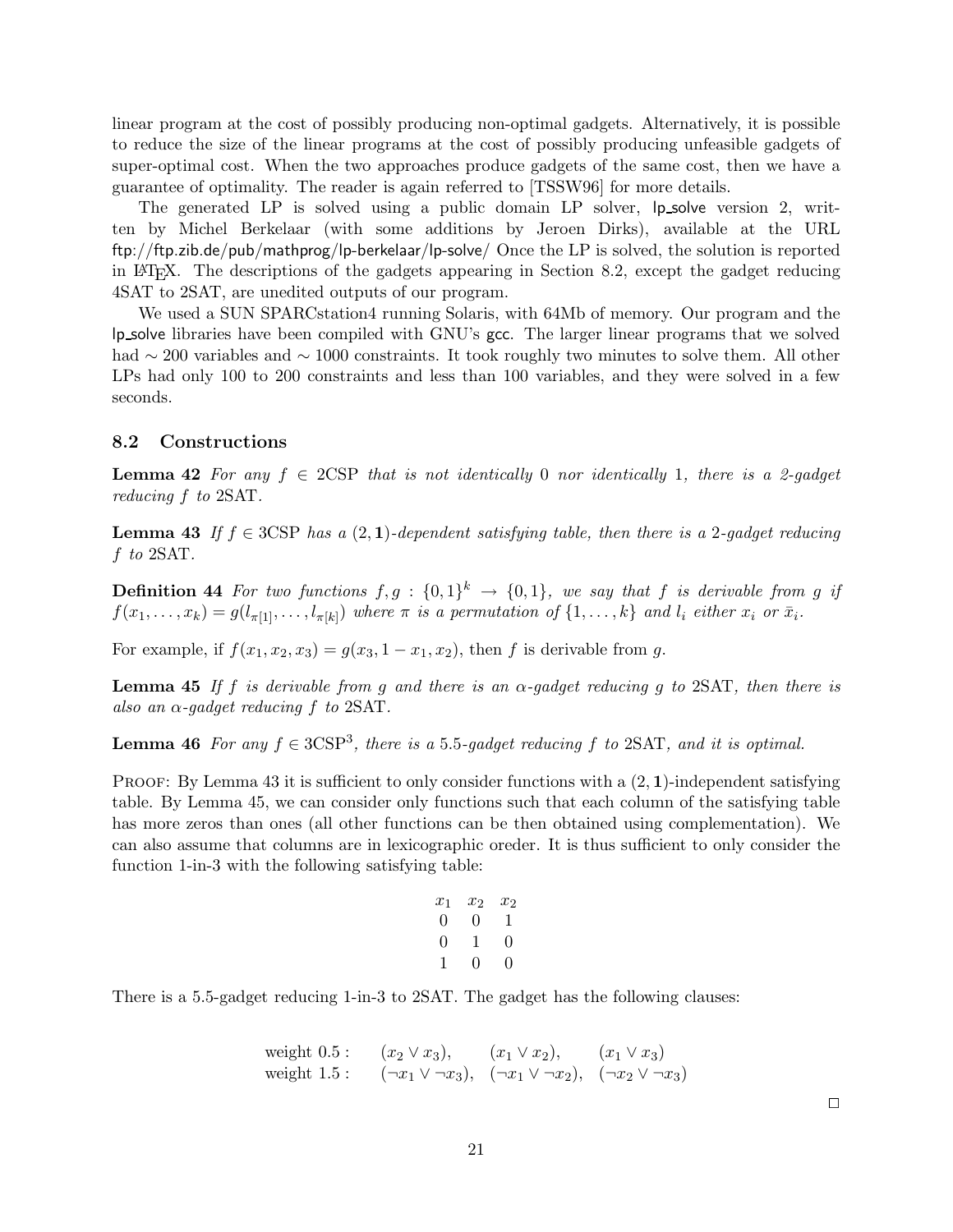linear program at the cost of possibly producing non-optimal gadgets. Alternatively, it is possible to reduce the size of the linear programs at the cost of possibly producing unfeasible gadgets of super-optimal cost. When the two approaches produce gadgets of the same cost, then we have a guarantee of optimality. The reader is again referred to [TSSW96] for more details.

The generated LP is solved using a public domain LP solver, lp_solve version 2, written by Michel Berkelaar (with some additions by Jeroen Dirks), available at the URL ftp://ftp.zib.de/pub/mathprog/lp-berkelaar/lp-solve/ Once the LP is solved, the solution is reported in LaTeX. The descriptions of the gadgets appearing in Section 8.2, except the gadget reducing 4SAT to 2SAT, are unedited outputs of our program.

We used a SUN SPARCstation4 running Solaris, with 64Mb of memory. Our program and the lp_solve libraries have been compiled with GNU's gcc. The larger linear programs that we solved had $\sim 200$ variables and $\sim 1000$ constraints. It took roughly two minutes to solve them. All other LPs had only 100 to 200 constraints and less than 100 variables, and they were solved in a few seconds.

## 8.2 Constructions

**Lemma 42** *For any $f \in$ 2CSP that is not identically 0 nor identically 1, there is a 2-gadget reducing $f$ to 2SAT.*

**Lemma 43** *If $f \in$ 3CSP has a $(2, \mathbf{1})$-dependent satisfying table, then there is a 2-gadget reducing $f$ to 2SAT.*

**Definition 44** *For two functions $f, g : \{0,1\}^k \rightarrow \{0,1\}$, we say that $f$ is derivable from $g$ if $f(x_1, \ldots, x_k) = g(l_{\pi[1]}, \ldots, l_{\pi[k]})$ where $\pi$ is a permutation of $\{1, \ldots, k\}$ and $l_i$ either $x_i$ or $\bar{x}_i$.*

For example, if $f(x_1, x_2, x_3) = g(x_3, 1 - x_1, x_2)$, then $f$ is derivable from $g$.

**Lemma 45** *If $f$ is derivable from $g$ and there is an $\alpha$-gadget reducing $g$ to 2SAT, then there is also an $\alpha$-gadget reducing $f$ to 2SAT.*

**Lemma 46** *For any $f \in$ 3CSP$^3$, there is a 5.5-gadget reducing $f$ to 2SAT, and it is optimal.*

Proof: By Lemma 43 it is sufficient to only consider functions with a $(2, \mathbf{1})$-independent satisfying table. By Lemma 45, we can consider only functions such that each column of the satisfying table has more zeros than ones (all other functions can be then obtained using complementation). We can also assume that columns are in lexicographic oreder. It is thus sufficient to only consider the function 1-in-3 with the following satisfying table:

| $x_1$ | $x_2$ | $x_2$ |
|---|---|---|
| 0 | 0 | 1 |
| 0 | 1 | 0 |
| 1 | 0 | 0 |

There is a 5.5-gadget reducing 1-in-3 to 2SAT. The gadget has the following clauses:

$$\begin{array}{llll}
\text{weight } 0.5: & (x_2 \vee x_3), & (x_1 \vee x_2), & (x_1 \vee x_3) \\
\text{weight } 1.5: & (\neg x_1 \vee \neg x_3), & (\neg x_1 \vee \neg x_2), & (\neg x_2 \vee \neg x_3)
\end{array}$$

□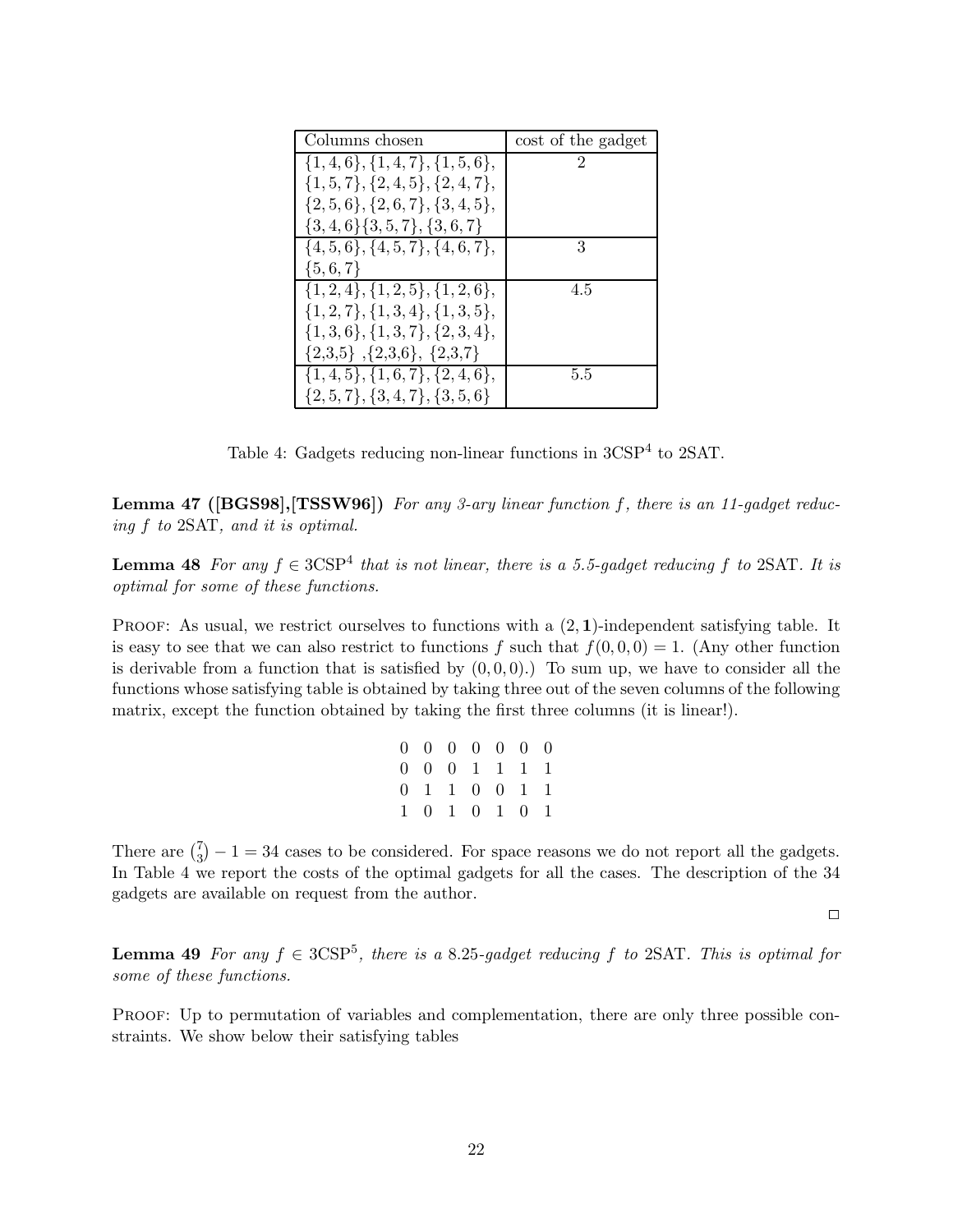| Columns chosen | cost of the gadget |
|---|---|
| $\{1,4,6\}, \{1,4,7\}, \{1,5,6\}$, $\{1,5,7\}, \{2,4,5\}, \{2,4,7\}$, $\{2,5,6\}, \{2,6,7\}, \{3,4,5\}$, $\{3,4,6\}\{3,5,7\}, \{3,6,7\}$ | 2 |
| $\{4,5,6\}, \{4,5,7\}, \{4,6,7\}$, $\{5,6,7\}$ | 3 |
| $\{1,2,4\}, \{1,2,5\}, \{1,2,6\}$, $\{1,2,7\}, \{1,3,4\}, \{1,3,5\}$, $\{1,3,6\}, \{1,3,7\}, \{2,3,4\}$, {2,3,5} ,{2,3,6}, {2,3,7} | 4.5 |
| $\{1,4,5\}, \{1,6,7\}, \{2,4,6\}$, $\{2,5,7\}, \{3,4,7\}, \{3,5,6\}$ | 5.5 |

Table 4: Gadgets reducing non-linear functions in $3\text{CSP}^4$ to 2SAT.

**Lemma 47 ([BGS98],[TSSW96])** *For any 3-ary linear function $f$, there is an 11-gadget reducing $f$ to* 2SAT*, and it is optimal.*

**Lemma 48** *For any $f \in 3\text{CSP}^4$ that is not linear, there is a 5.5-gadget reducing $f$ to* 2SAT*. It is optimal for some of these functions.*

Proof: As usual, we restrict ourselves to functions with a $(2, \mathbf{1})$-independent satisfying table. It is easy to see that we can also restrict to functions $f$ such that $f(0,0,0) = 1$. (Any other function is derivable from a function that is satisfied by $(0,0,0)$.) To sum up, we have to consider all the functions whose satisfying table is obtained by taking three out of the seven columns of the following matrix, except the function obtained by taking the first three columns (it is linear!).

$$
\begin{matrix}
0 & 0 & 0 & 0 & 0 & 0 & 0 \\
0 & 0 & 0 & 1 & 1 & 1 & 1 \\
0 & 1 & 1 & 0 & 0 & 1 & 1 \\
1 & 0 & 1 & 0 & 1 & 0 & 1
\end{matrix}
$$

There are $\binom{7}{3} - 1 = 34$ cases to be considered. For space reasons we do not report all the gadgets. In Table 4 we report the costs of the optimal gadgets for all the cases. The description of the 34 gadgets are available on request from the author.

□

**Lemma 49** *For any $f \in 3\text{CSP}^5$, there is a 8.25-gadget reducing $f$ to* 2SAT*. This is optimal for some of these functions.*

Proof: Up to permutation of variables and complementation, there are only three possible constraints. We show below their satisfying tables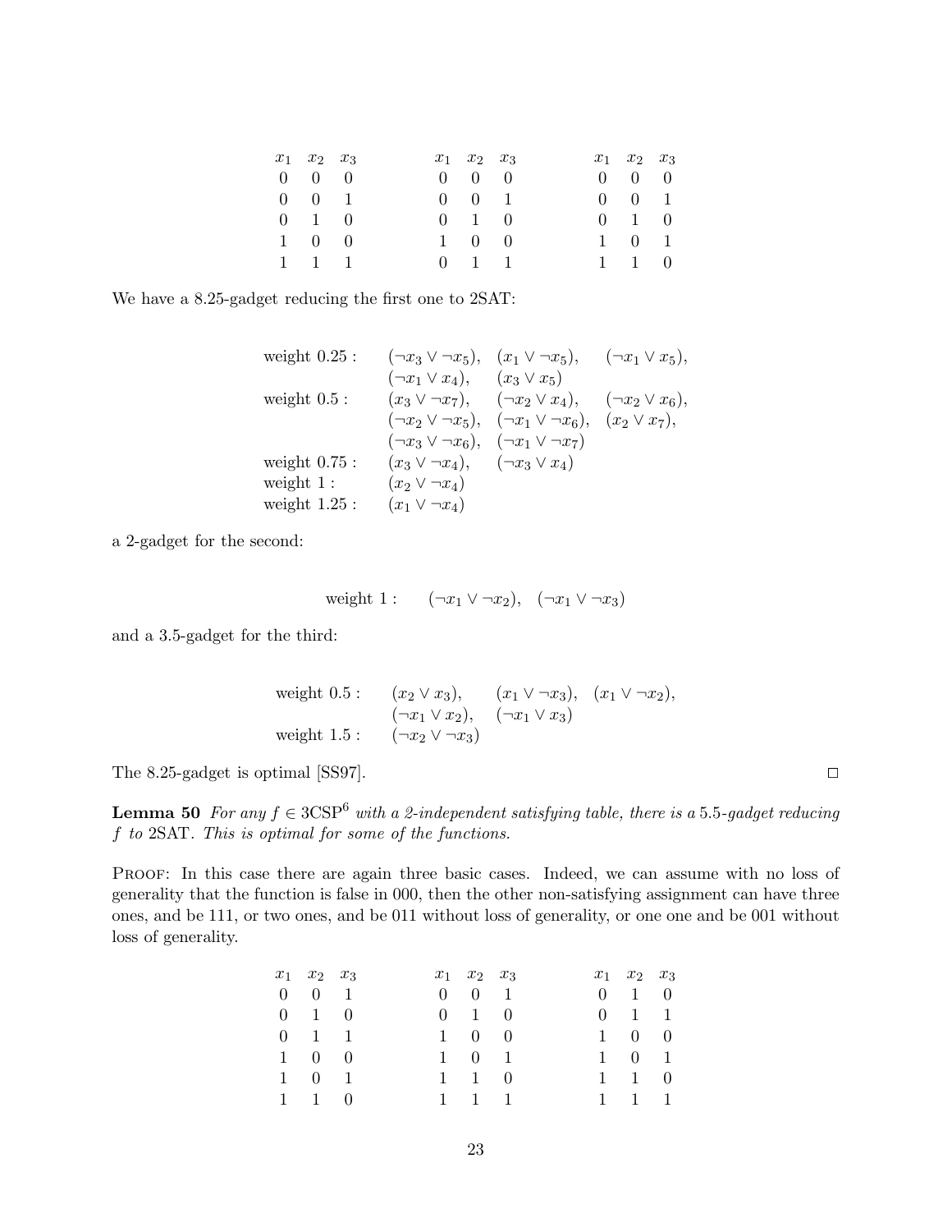| $x_1$ | $x_2$ | $x_3$ |
|---|---|---|
| 0 | 0 | 0 |
| 0 | 0 | 1 |
| 0 | 1 | 0 |
| 1 | 0 | 0 |
| 1 | 1 | 1 |

| $x_1$ | $x_2$ | $x_3$ |
|---|---|---|
| 0 | 0 | 0 |
| 0 | 0 | 1 |
| 0 | 1 | 0 |
| 1 | 0 | 0 |
| 0 | 1 | 1 |

| $x_1$ | $x_2$ | $x_3$ |
|---|---|---|
| 0 | 0 | 0 |
| 0 | 0 | 1 |
| 0 | 1 | 0 |
| 1 | 0 | 1 |
| 1 | 1 | 0 |

We have a 8.25-gadget reducing the first one to 2SAT:

$$
\begin{array}{lccc}
\text{weight } 0.25: & (\neg x_3 \vee \neg x_5), & (x_1 \vee \neg x_5), & (\neg x_1 \vee x_5), \\
 & (\neg x_1 \vee x_4), & (x_3 \vee x_5) & \\
\text{weight } 0.5: & (x_3 \vee \neg x_7), & (\neg x_2 \vee x_4), & (\neg x_2 \vee x_6), \\
 & (\neg x_2 \vee \neg x_5), & (\neg x_1 \vee \neg x_6), & (x_2 \vee x_7), \\
 & (\neg x_3 \vee \neg x_6), & (\neg x_1 \vee \neg x_7) & \\
\text{weight } 0.75: & (x_3 \vee \neg x_4), & (\neg x_3 \vee x_4) & \\
\text{weight } 1: & (x_2 \vee \neg x_4) & & \\
\text{weight } 1.25: & (x_1 \vee \neg x_4) & &
\end{array}
$$

a 2-gadget for the second:

$$
\text{weight } 1: \quad (\neg x_1 \vee \neg x_2), \quad (\neg x_1 \vee \neg x_3)
$$

and a 3.5-gadget for the third:

$$
\begin{array}{lccc}
\text{weight } 0.5: & (x_2 \vee x_3), & (x_1 \vee \neg x_3), & (x_1 \vee \neg x_2), \\
 & (\neg x_1 \vee x_2), & (\neg x_1 \vee x_3) & \\
\text{weight } 1.5: & (\neg x_2 \vee \neg x_3) & &
\end{array}
$$

The 8.25-gadget is optimal [SS97]. □

**Lemma 50** *For any $f \in \text{3CSP}^6$ with a 2-independent satisfying table, there is a 5.5-gadget reducing $f$ to 2SAT. This is optimal for some of the functions.*

Proof: In this case there are again three basic cases. Indeed, we can assume with no loss of generality that the function is false in 000, then the other non-satisfying assignment can have three ones, and be 111, or two ones, and be 011 without loss of generality, or one one and be 001 without loss of generality.

| $x_1$ | $x_2$ | $x_3$ |
|---|---|---|
| 0 | 0 | 1 |
| 0 | 1 | 0 |
| 0 | 1 | 1 |
| 1 | 0 | 0 |
| 1 | 0 | 1 |
| 1 | 1 | 0 |

| $x_1$ | $x_2$ | $x_3$ |
|---|---|---|
| 0 | 0 | 1 |
| 0 | 1 | 0 |
| 1 | 0 | 0 |
| 1 | 0 | 1 |
| 1 | 1 | 0 |
| 1 | 1 | 1 |

| $x_1$ | $x_2$ | $x_3$ |
|---|---|---|
| 0 | 1 | 0 |
| 0 | 1 | 1 |
| 1 | 0 | 0 |
| 1 | 0 | 1 |
| 1 | 1 | 0 |
| 1 | 1 | 1 |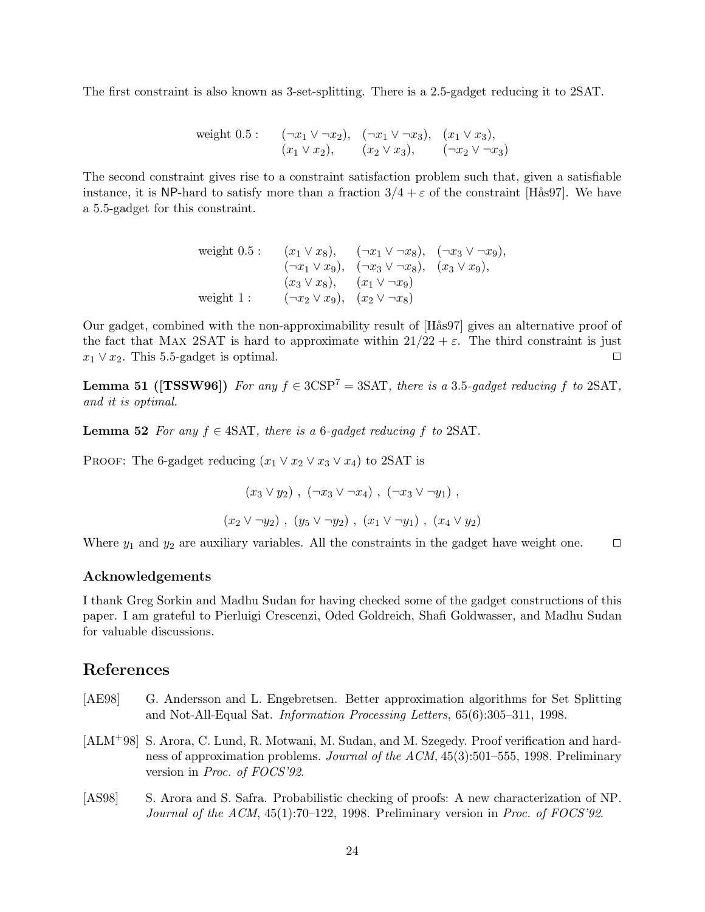The first constraint is also known as 3-set-splitting. There is a 2.5-gadget reducing it to 2SAT.

$$
\begin{array}{llll}
\text{weight } 0.5: & (\neg x_1 \vee \neg x_2), & (\neg x_1 \vee \neg x_3), & (x_1 \vee x_3), \\
 & (x_1 \vee x_2), & (x_2 \vee x_3), & (\neg x_2 \vee \neg x_3)
\end{array}
$$

The second constraint gives rise to a constraint satisfaction problem such that, given a satisfiable instance, it is NP-hard to satisfy more than a fraction $3/4 + \varepsilon$ of the constraint [Hås97]. We have a 5.5-gadget for this constraint.

$$
\begin{array}{llll}
\text{weight } 0.5: & (x_1 \vee x_8), & (\neg x_1 \vee \neg x_8), & (\neg x_3 \vee \neg x_9), \\
 & (\neg x_1 \vee x_9), & (\neg x_3 \vee \neg x_8), & (x_3 \vee x_9), \\
 & (x_3 \vee x_8), & (x_1 \vee \neg x_9) & \\
\text{weight } 1: & (\neg x_2 \vee x_9), & (x_2 \vee \neg x_8) &
\end{array}
$$

Our gadget, combined with the non-approximability result of [Hås97] gives an alternative proof of the fact that Max 2SAT is hard to approximate within $21/22 + \varepsilon$. The third constraint is just $x_1 \vee x_2$. This 5.5-gadget is optimal. □

**Lemma 51 ([TSSW96])** *For any $f \in 3\text{CSP}^7 = 3\text{SAT}$, there is a 3.5-gadget reducing $f$ to 2SAT, and it is optimal.*

**Lemma 52** *For any $f \in 4\text{SAT}$, there is a 6-gadget reducing $f$ to 2SAT.*

Proof: The 6-gadget reducing $(x_1 \vee x_2 \vee x_3 \vee x_4)$ to 2SAT is

$$
(x_3 \vee y_2)\ ,\ (\neg x_3 \vee \neg x_4)\ ,\ (\neg x_3 \vee \neg y_1)\ ,
$$

$$
(x_2 \vee \neg y_2)\ ,\ (y_5 \vee \neg y_2)\ ,\ (x_1 \vee \neg y_1)\ ,\ (x_4 \vee y_2)
$$

Where $y_1$ and $y_2$ are auxiliary variables. All the constraints in the gadget have weight one. □

### Acknowledgements

I thank Greg Sorkin and Madhu Sudan for having checked some of the gadget constructions of this paper. I am grateful to Pierluigi Crescenzi, Oded Goldreich, Shafi Goldwasser, and Madhu Sudan for valuable discussions.

## References

[AE98] G. Andersson and L. Engebretsen. Better approximation algorithms for Set Splitting and Not-All-Equal Sat. *Information Processing Letters*, 65(6):305–311, 1998.

[ALM+98] S. Arora, C. Lund, R. Motwani, M. Sudan, and M. Szegedy. Proof verification and hardness of approximation problems. *Journal of the ACM*, 45(3):501–555, 1998. Preliminary version in *Proc. of FOCS'92*.

[AS98] S. Arora and S. Safra. Probabilistic checking of proofs: A new characterization of NP. *Journal of the ACM*, 45(1):70–122, 1998. Preliminary version in *Proc. of FOCS'92*.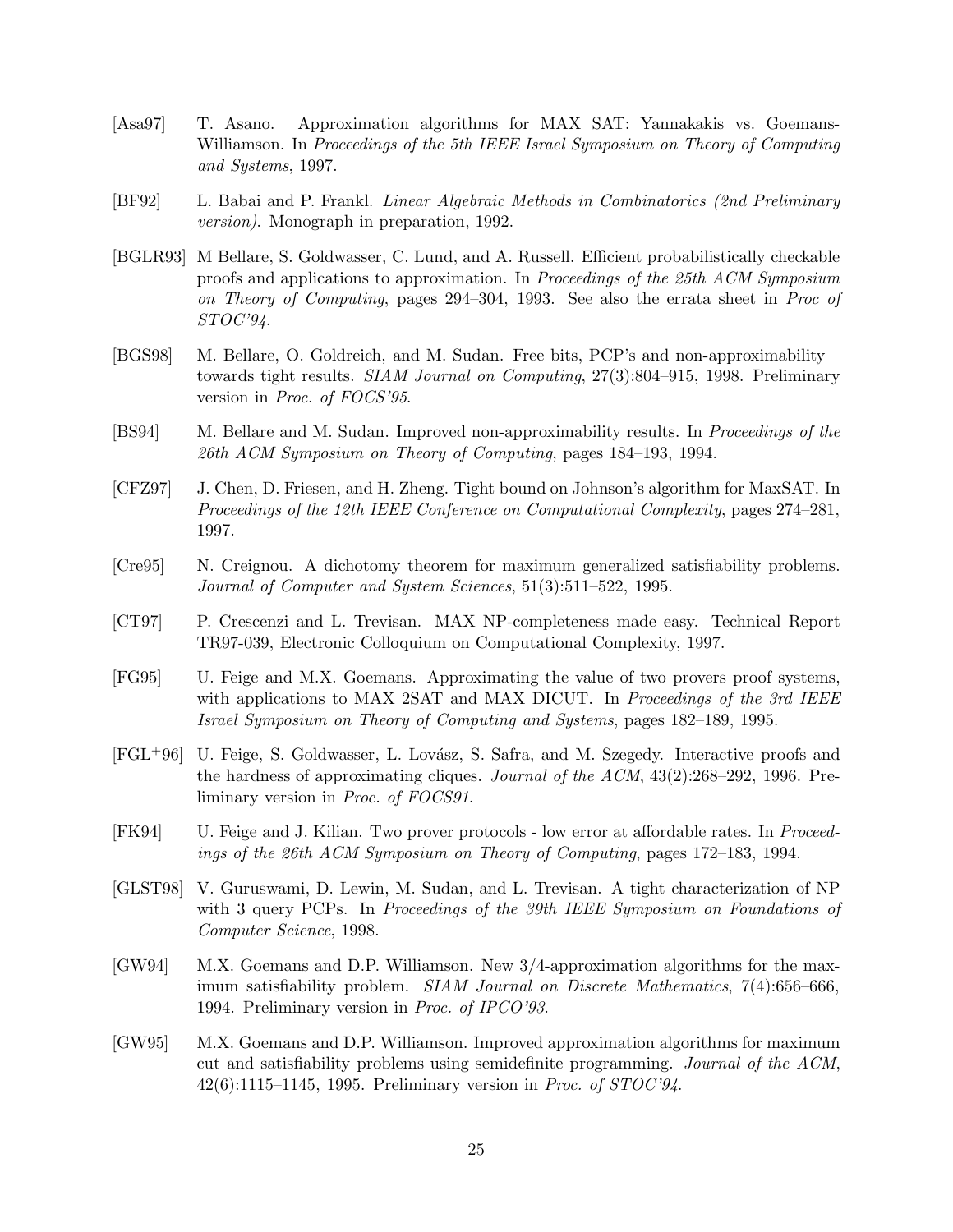[Asa97] T. Asano. Approximation algorithms for MAX SAT: Yannakakis vs. Goemans-Williamson. In *Proceedings of the 5th IEEE Israel Symposium on Theory of Computing and Systems*, 1997.

[BF92] L. Babai and P. Frankl. *Linear Algebraic Methods in Combinatorics (2nd Preliminary version)*. Monograph in preparation, 1992.

[BGLR93] M Bellare, S. Goldwasser, C. Lund, and A. Russell. Efficient probabilistically checkable proofs and applications to approximation. In *Proceedings of the 25th ACM Symposium on Theory of Computing*, pages 294–304, 1993. See also the errata sheet in *Proc of STOC'94*.

[BGS98] M. Bellare, O. Goldreich, and M. Sudan. Free bits, PCP's and non-approximability – towards tight results. *SIAM Journal on Computing*, 27(3):804–915, 1998. Preliminary version in *Proc. of FOCS'95*.

[BS94] M. Bellare and M. Sudan. Improved non-approximability results. In *Proceedings of the 26th ACM Symposium on Theory of Computing*, pages 184–193, 1994.

[CFZ97] J. Chen, D. Friesen, and H. Zheng. Tight bound on Johnson's algorithm for MaxSAT. In *Proceedings of the 12th IEEE Conference on Computational Complexity*, pages 274–281, 1997.

[Cre95] N. Creignou. A dichotomy theorem for maximum generalized satisfiability problems. *Journal of Computer and System Sciences*, 51(3):511–522, 1995.

[CT97] P. Crescenzi and L. Trevisan. MAX NP-completeness made easy. Technical Report TR97-039, Electronic Colloquium on Computational Complexity, 1997.

[FG95] U. Feige and M.X. Goemans. Approximating the value of two provers proof systems, with applications to MAX 2SAT and MAX DICUT. In *Proceedings of the 3rd IEEE Israel Symposium on Theory of Computing and Systems*, pages 182–189, 1995.

[FGL+96] U. Feige, S. Goldwasser, L. Lovász, S. Safra, and M. Szegedy. Interactive proofs and the hardness of approximating cliques. *Journal of the ACM*, 43(2):268–292, 1996. Preliminary version in *Proc. of FOCS91*.

[FK94] U. Feige and J. Kilian. Two prover protocols - low error at affordable rates. In *Proceedings of the 26th ACM Symposium on Theory of Computing*, pages 172–183, 1994.

[GLST98] V. Guruswami, D. Lewin, M. Sudan, and L. Trevisan. A tight characterization of NP with 3 query PCPs. In *Proceedings of the 39th IEEE Symposium on Foundations of Computer Science*, 1998.

[GW94] M.X. Goemans and D.P. Williamson. New 3/4-approximation algorithms for the maximum satisfiability problem. *SIAM Journal on Discrete Mathematics*, 7(4):656–666, 1994. Preliminary version in *Proc. of IPCO'93*.

[GW95] M.X. Goemans and D.P. Williamson. Improved approximation algorithms for maximum cut and satisfiability problems using semidefinite programming. *Journal of the ACM*, 42(6):1115–1145, 1995. Preliminary version in *Proc. of STOC'94*.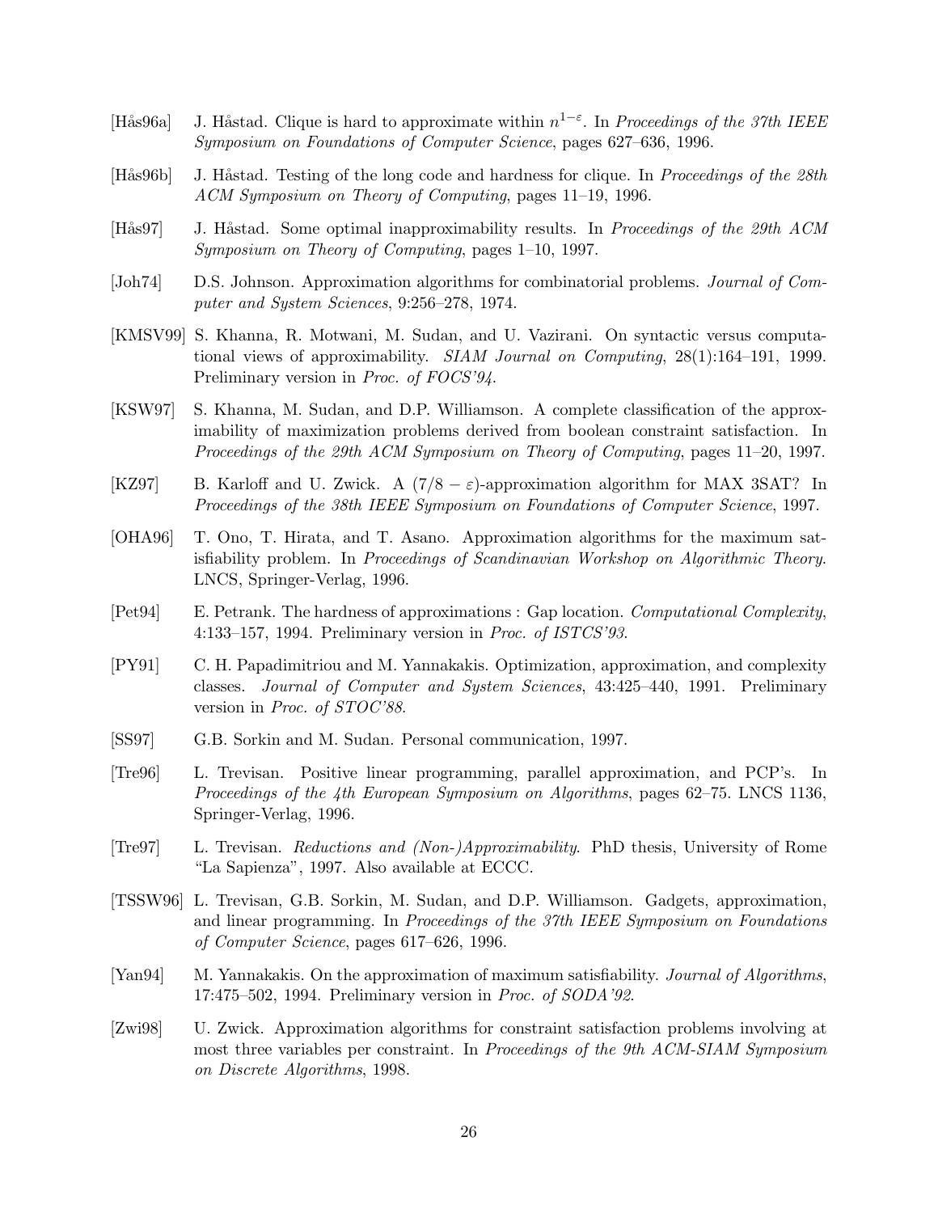[Hås96a] J. Håstad. Clique is hard to approximate within $n^{1-\varepsilon}$. In *Proceedings of the 37th IEEE Symposium on Foundations of Computer Science*, pages 627–636, 1996.

[Hås96b] J. Håstad. Testing of the long code and hardness for clique. In *Proceedings of the 28th ACM Symposium on Theory of Computing*, pages 11–19, 1996.

[Hås97] J. Håstad. Some optimal inapproximability results. In *Proceedings of the 29th ACM Symposium on Theory of Computing*, pages 1–10, 1997.

[Joh74] D.S. Johnson. Approximation algorithms for combinatorial problems. *Journal of Computer and System Sciences*, 9:256–278, 1974.

[KMSV99] S. Khanna, R. Motwani, M. Sudan, and U. Vazirani. On syntactic versus computational views of approximability. *SIAM Journal on Computing*, 28(1):164–191, 1999. Preliminary version in *Proc. of FOCS'94*.

[KSW97] S. Khanna, M. Sudan, and D.P. Williamson. A complete classification of the approximability of maximization problems derived from boolean constraint satisfaction. In *Proceedings of the 29th ACM Symposium on Theory of Computing*, pages 11–20, 1997.

[KZ97] B. Karloff and U. Zwick. A $(7/8 - \varepsilon)$-approximation algorithm for MAX 3SAT? In *Proceedings of the 38th IEEE Symposium on Foundations of Computer Science*, 1997.

[OHA96] T. Ono, T. Hirata, and T. Asano. Approximation algorithms for the maximum satisfiability problem. In *Proceedings of Scandinavian Workshop on Algorithmic Theory*. LNCS, Springer-Verlag, 1996.

[Pet94] E. Petrank. The hardness of approximations : Gap location. *Computational Complexity*, 4:133–157, 1994. Preliminary version in *Proc. of ISTCS'93*.

[PY91] C. H. Papadimitriou and M. Yannakakis. Optimization, approximation, and complexity classes. *Journal of Computer and System Sciences*, 43:425–440, 1991. Preliminary version in *Proc. of STOC'88*.

[SS97] G.B. Sorkin and M. Sudan. Personal communication, 1997.

[Tre96] L. Trevisan. Positive linear programming, parallel approximation, and PCP's. In *Proceedings of the 4th European Symposium on Algorithms*, pages 62–75. LNCS 1136, Springer-Verlag, 1996.

[Tre97] L. Trevisan. *Reductions and (Non-)Approximability*. PhD thesis, University of Rome "La Sapienza", 1997. Also available at ECCC.

[TSSW96] L. Trevisan, G.B. Sorkin, M. Sudan, and D.P. Williamson. Gadgets, approximation, and linear programming. In *Proceedings of the 37th IEEE Symposium on Foundations of Computer Science*, pages 617–626, 1996.

[Yan94] M. Yannakakis. On the approximation of maximum satisfiability. *Journal of Algorithms*, 17:475–502, 1994. Preliminary version in *Proc. of SODA'92*.

[Zwi98] U. Zwick. Approximation algorithms for constraint satisfaction problems involving at most three variables per constraint. In *Proceedings of the 9th ACM-SIAM Symposium on Discrete Algorithms*, 1998.